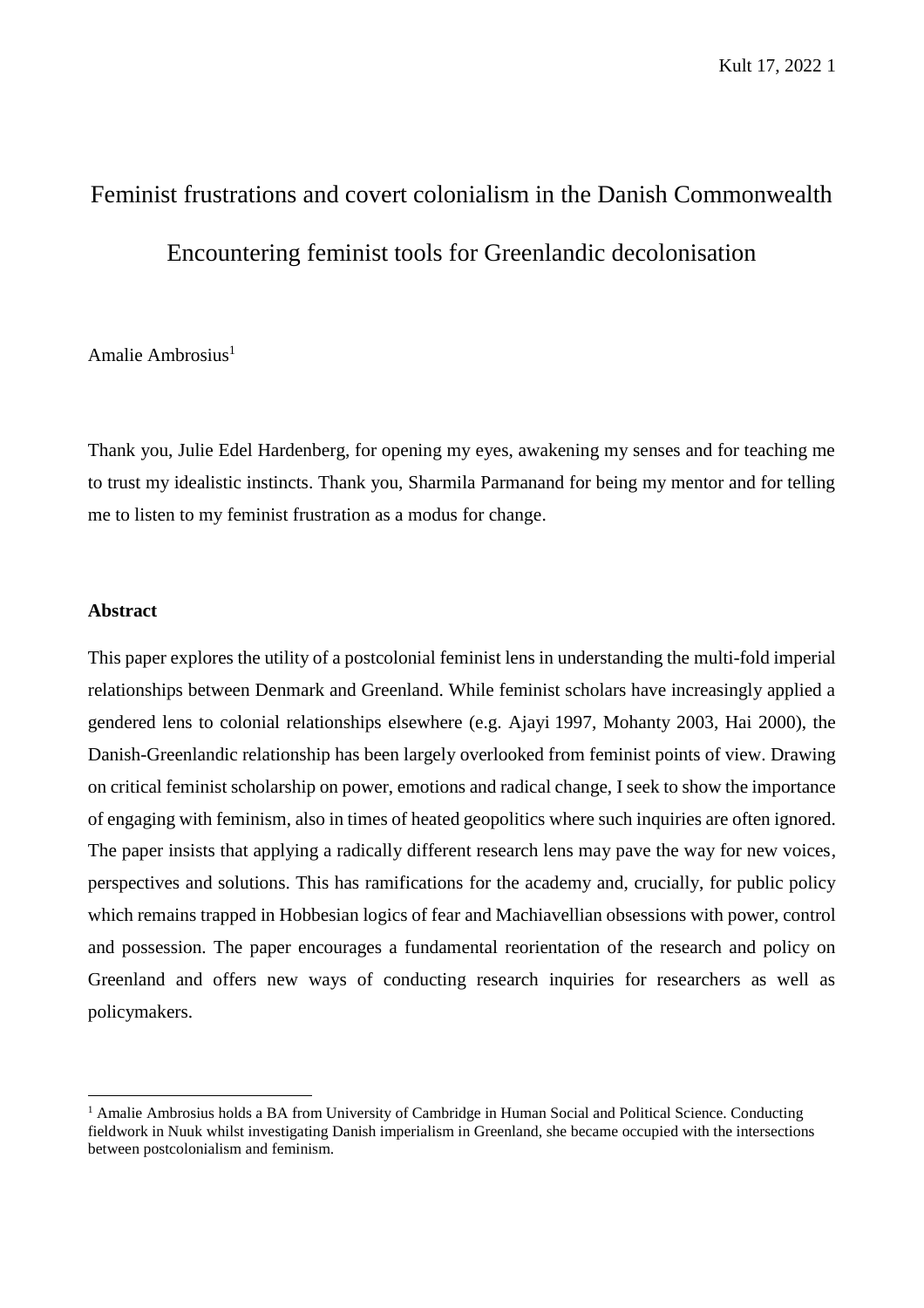# Feminist frustrations and covert colonialism in the Danish Commonwealth

## Encountering feminist tools for Greenlandic decolonisation

Amalie Ambrosius[1]

Thank you, Julie Edel Hardenberg, for opening my eyes, awakening my senses and for teaching me to trust my idealistic instincts. Thank you, Sharmila Parmanand for being my mentor and for telling me to listen to my feminist frustration as a modus for change.

### Abstract

This paper explores the utility of a postcolonial feminist lens in understanding the multi-fold imperial relationships between Denmark and Greenland. While feminist scholars have increasingly applied a gendered lens to colonial relationships elsewhere (e.g. Ajayi 1997, Mohanty 2003, Hai 2000), the Danish-Greenlandic relationship has been largely overlooked from feminist points of view. Drawing on critical feminist scholarship on power, emotions and radical change, I seek to show the importance of engaging with feminism, also in times of heated geopolitics where such inquiries are often ignored. The paper insists that applying a radically different research lens may pave the way for new voices, perspectives and solutions. This has ramifications for the academy and, crucially, for public policy which remains trapped in Hobbesian logics of fear and Machiavellian obsessions with power, control and possession. The paper encourages a fundamental reorientation of the research and policy on Greenland and offers new ways of conducting research inquiries for researchers as well as policymakers.

[1] Amalie Ambrosius holds a BA from University of Cambridge in Human Social and Political Science. Conducting fieldwork in Nuuk whilst investigating Danish imperialism in Greenland, she became occupied with the intersections between postcolonialism and feminism.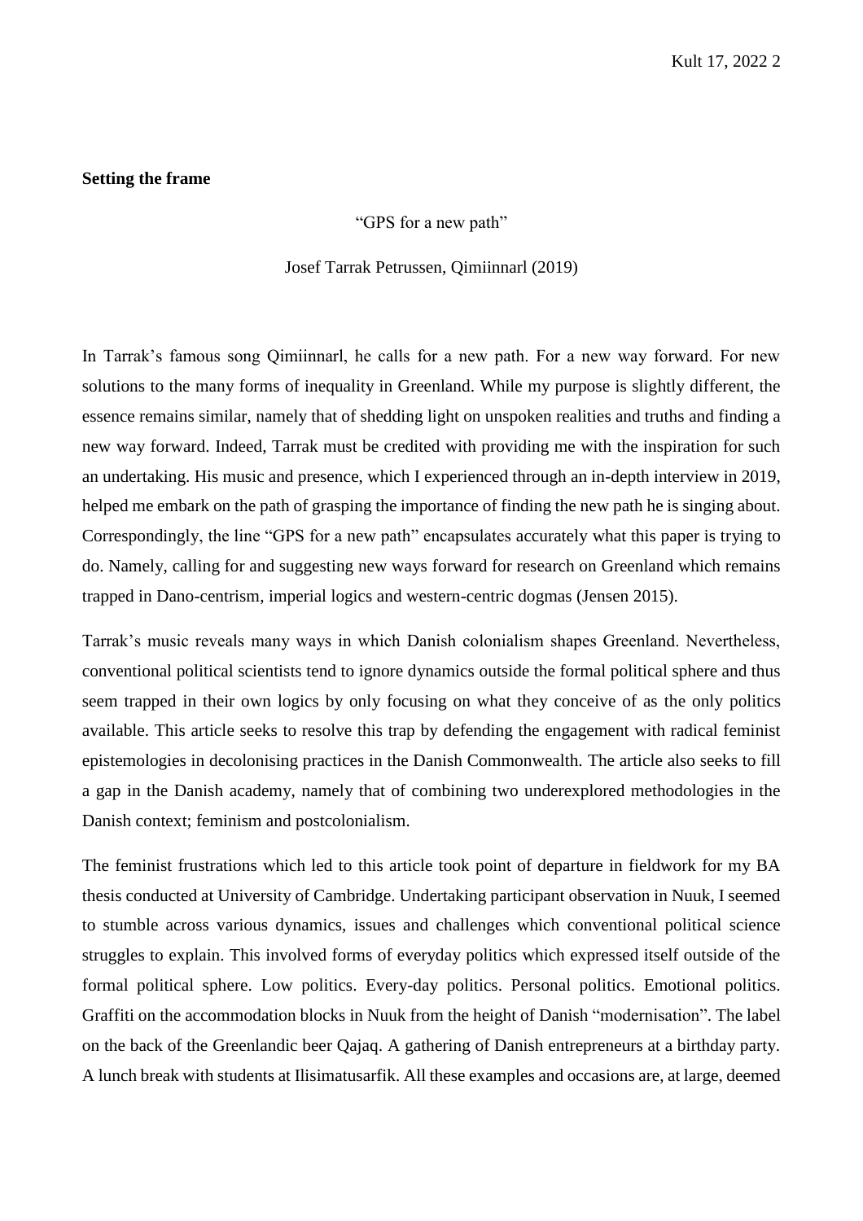**Setting the frame**

"GPS for a new path"

Josef Tarrak Petrussen, Qimiinnarl (2019)

In Tarrak's famous song Qimiinnarl, he calls for a new path. For a new way forward. For new solutions to the many forms of inequality in Greenland. While my purpose is slightly different, the essence remains similar, namely that of shedding light on unspoken realities and truths and finding a new way forward. Indeed, Tarrak must be credited with providing me with the inspiration for such an undertaking. His music and presence, which I experienced through an in-depth interview in 2019, helped me embark on the path of grasping the importance of finding the new path he is singing about. Correspondingly, the line "GPS for a new path" encapsulates accurately what this paper is trying to do. Namely, calling for and suggesting new ways forward for research on Greenland which remains trapped in Dano-centrism, imperial logics and western-centric dogmas (Jensen 2015).

Tarrak's music reveals many ways in which Danish colonialism shapes Greenland. Nevertheless, conventional political scientists tend to ignore dynamics outside the formal political sphere and thus seem trapped in their own logics by only focusing on what they conceive of as the only politics available. This article seeks to resolve this trap by defending the engagement with radical feminist epistemologies in decolonising practices in the Danish Commonwealth. The article also seeks to fill a gap in the Danish academy, namely that of combining two underexplored methodologies in the Danish context; feminism and postcolonialism.

The feminist frustrations which led to this article took point of departure in fieldwork for my BA thesis conducted at University of Cambridge. Undertaking participant observation in Nuuk, I seemed to stumble across various dynamics, issues and challenges which conventional political science struggles to explain. This involved forms of everyday politics which expressed itself outside of the formal political sphere. Low politics. Every-day politics. Personal politics. Emotional politics. Graffiti on the accommodation blocks in Nuuk from the height of Danish "modernisation". The label on the back of the Greenlandic beer Qajaq. A gathering of Danish entrepreneurs at a birthday party. A lunch break with students at Ilisimatusarfik. All these examples and occasions are, at large, deemed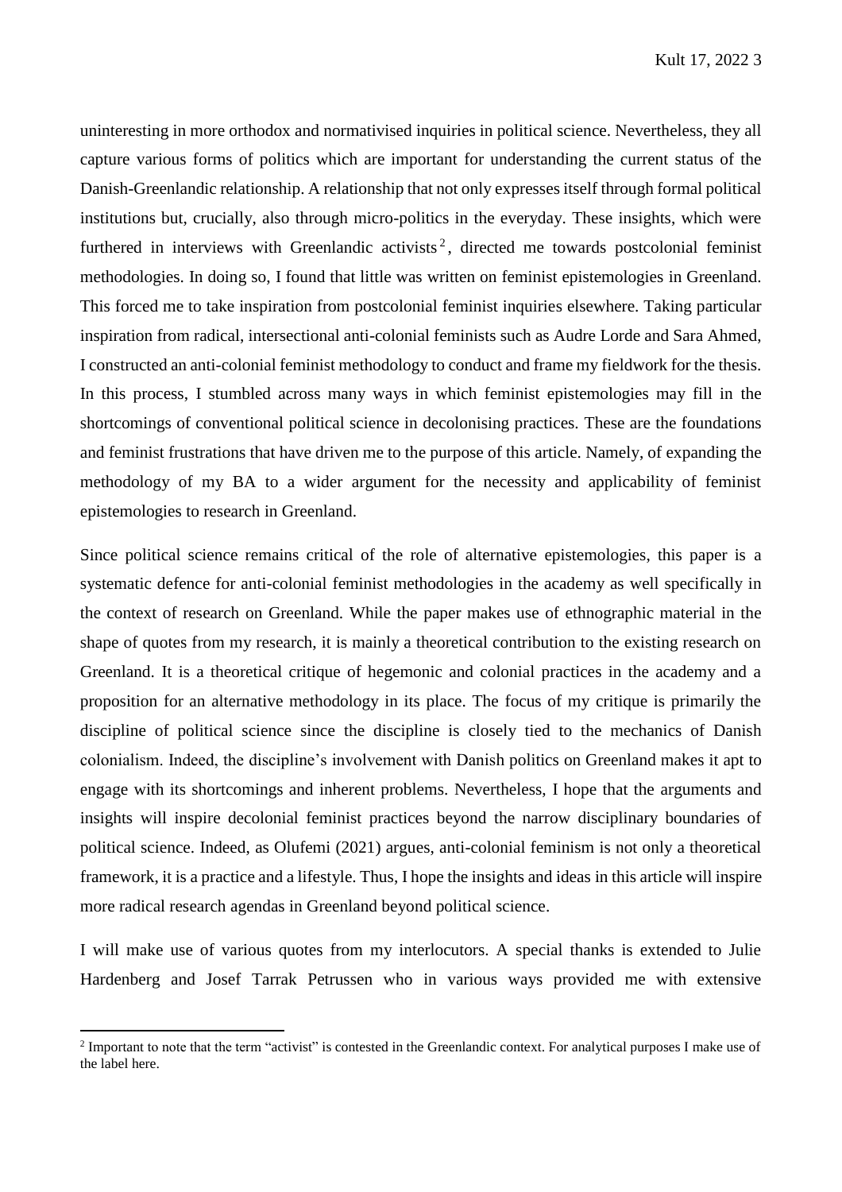uninteresting in more orthodox and normativised inquiries in political science. Nevertheless, they all capture various forms of politics which are important for understanding the current status of the Danish-Greenlandic relationship. A relationship that not only expresses itself through formal political institutions but, crucially, also through micro-politics in the everyday. These insights, which were furthered in interviews with Greenlandic activists[2], directed me towards postcolonial feminist methodologies. In doing so, I found that little was written on feminist epistemologies in Greenland. This forced me to take inspiration from postcolonial feminist inquiries elsewhere. Taking particular inspiration from radical, intersectional anti-colonial feminists such as Audre Lorde and Sara Ahmed, I constructed an anti-colonial feminist methodology to conduct and frame my fieldwork for the thesis. In this process, I stumbled across many ways in which feminist epistemologies may fill in the shortcomings of conventional political science in decolonising practices. These are the foundations and feminist frustrations that have driven me to the purpose of this article. Namely, of expanding the methodology of my BA to a wider argument for the necessity and applicability of feminist epistemologies to research in Greenland.

Since political science remains critical of the role of alternative epistemologies, this paper is a systematic defence for anti-colonial feminist methodologies in the academy as well specifically in the context of research on Greenland. While the paper makes use of ethnographic material in the shape of quotes from my research, it is mainly a theoretical contribution to the existing research on Greenland. It is a theoretical critique of hegemonic and colonial practices in the academy and a proposition for an alternative methodology in its place. The focus of my critique is primarily the discipline of political science since the discipline is closely tied to the mechanics of Danish colonialism. Indeed, the discipline's involvement with Danish politics on Greenland makes it apt to engage with its shortcomings and inherent problems. Nevertheless, I hope that the arguments and insights will inspire decolonial feminist practices beyond the narrow disciplinary boundaries of political science. Indeed, as Olufemi (2021) argues, anti-colonial feminism is not only a theoretical framework, it is a practice and a lifestyle. Thus, I hope the insights and ideas in this article will inspire more radical research agendas in Greenland beyond political science.

I will make use of various quotes from my interlocutors. A special thanks is extended to Julie Hardenberg and Josef Tarrak Petrussen who in various ways provided me with extensive

[2] Important to note that the term "activist" is contested in the Greenlandic context. For analytical purposes I make use of the label here.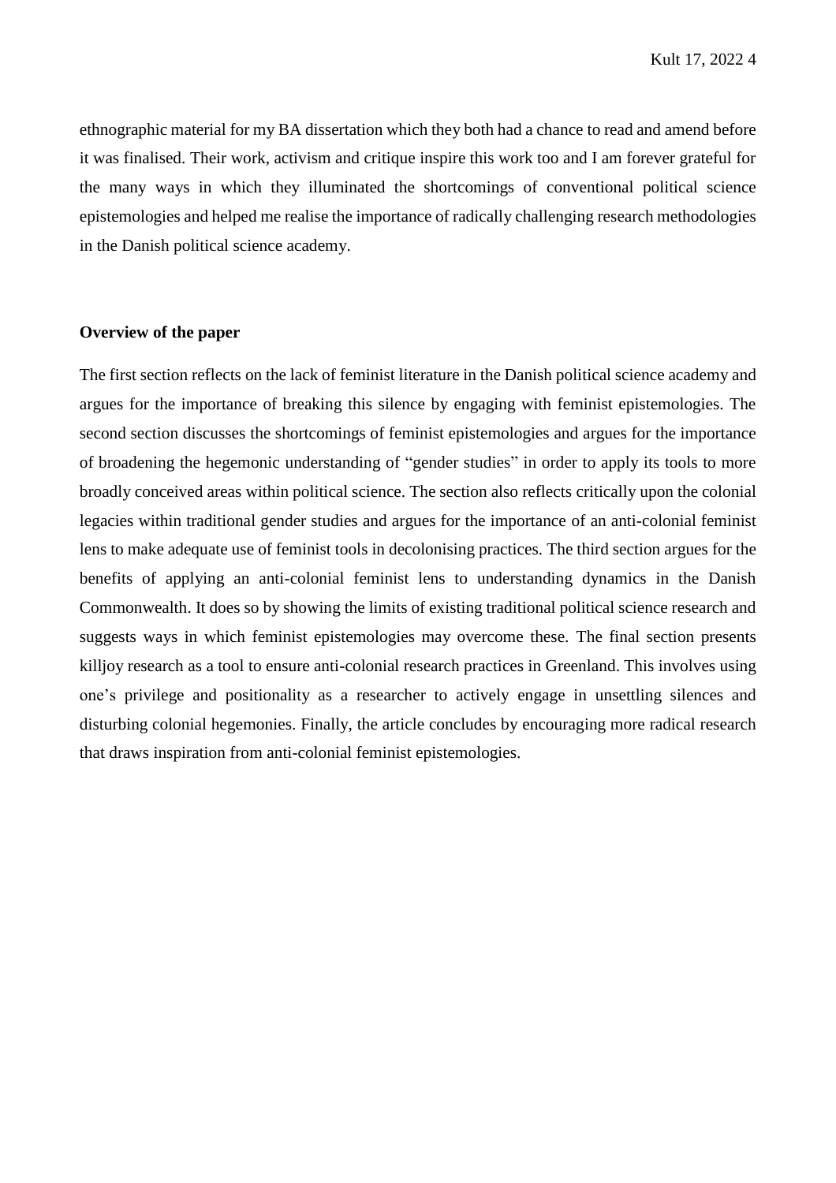ethnographic material for my BA dissertation which they both had a chance to read and amend before it was finalised. Their work, activism and critique inspire this work too and I am forever grateful for the many ways in which they illuminated the shortcomings of conventional political science epistemologies and helped me realise the importance of radically challenging research methodologies in the Danish political science academy.

**Overview of the paper**

The first section reflects on the lack of feminist literature in the Danish political science academy and argues for the importance of breaking this silence by engaging with feminist epistemologies. The second section discusses the shortcomings of feminist epistemologies and argues for the importance of broadening the hegemonic understanding of "gender studies" in order to apply its tools to more broadly conceived areas within political science. The section also reflects critically upon the colonial legacies within traditional gender studies and argues for the importance of an anti-colonial feminist lens to make adequate use of feminist tools in decolonising practices. The third section argues for the benefits of applying an anti-colonial feminist lens to understanding dynamics in the Danish Commonwealth. It does so by showing the limits of existing traditional political science research and suggests ways in which feminist epistemologies may overcome these. The final section presents killjoy research as a tool to ensure anti-colonial research practices in Greenland. This involves using one's privilege and positionality as a researcher to actively engage in unsettling silences and disturbing colonial hegemonies. Finally, the article concludes by encouraging more radical research that draws inspiration from anti-colonial feminist epistemologies.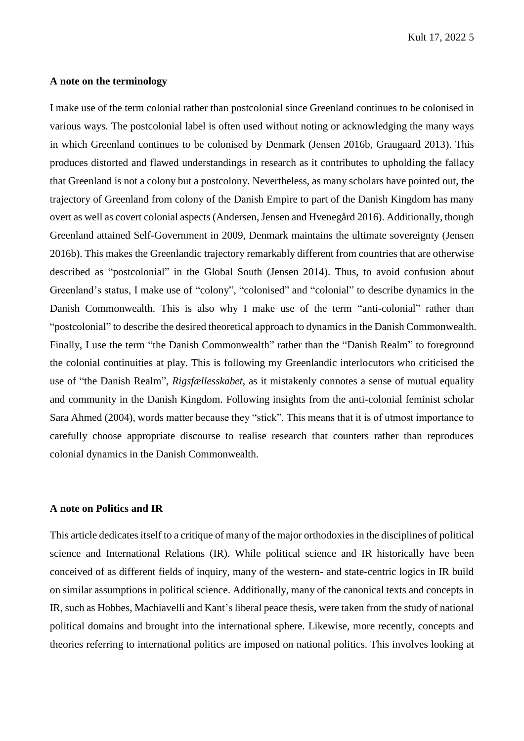### A note on the terminology

I make use of the term colonial rather than postcolonial since Greenland continues to be colonised in various ways. The postcolonial label is often used without noting or acknowledging the many ways in which Greenland continues to be colonised by Denmark (Jensen 2016b, Graugaard 2013). This produces distorted and flawed understandings in research as it contributes to upholding the fallacy that Greenland is not a colony but a postcolony. Nevertheless, as many scholars have pointed out, the trajectory of Greenland from colony of the Danish Empire to part of the Danish Kingdom has many overt as well as covert colonial aspects (Andersen, Jensen and Hvenegård 2016). Additionally, though Greenland attained Self-Government in 2009, Denmark maintains the ultimate sovereignty (Jensen 2016b). This makes the Greenlandic trajectory remarkably different from countries that are otherwise described as "postcolonial" in the Global South (Jensen 2014). Thus, to avoid confusion about Greenland's status, I make use of "colony", "colonised" and "colonial" to describe dynamics in the Danish Commonwealth. This is also why I make use of the term "anti-colonial" rather than "postcolonial" to describe the desired theoretical approach to dynamics in the Danish Commonwealth. Finally, I use the term "the Danish Commonwealth" rather than the "Danish Realm" to foreground the colonial continuities at play. This is following my Greenlandic interlocutors who criticised the use of "the Danish Realm", *Rigsfællesskabet*, as it mistakenly connotes a sense of mutual equality and community in the Danish Kingdom. Following insights from the anti-colonial feminist scholar Sara Ahmed (2004), words matter because they "stick". This means that it is of utmost importance to carefully choose appropriate discourse to realise research that counters rather than reproduces colonial dynamics in the Danish Commonwealth.

### A note on Politics and IR

This article dedicates itself to a critique of many of the major orthodoxies in the disciplines of political science and International Relations (IR). While political science and IR historically have been conceived of as different fields of inquiry, many of the western- and state-centric logics in IR build on similar assumptions in political science. Additionally, many of the canonical texts and concepts in IR, such as Hobbes, Machiavelli and Kant's liberal peace thesis, were taken from the study of national political domains and brought into the international sphere. Likewise, more recently, concepts and theories referring to international politics are imposed on national politics. This involves looking at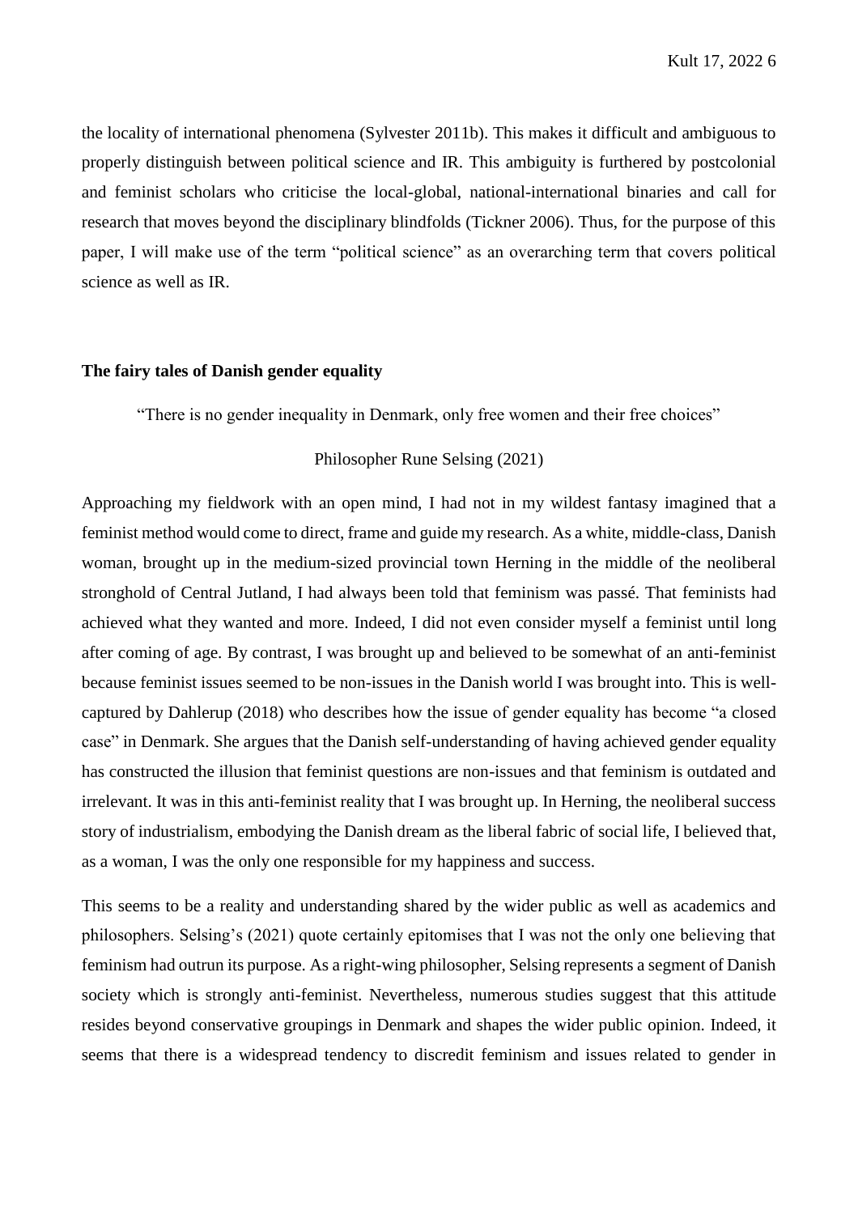the locality of international phenomena (Sylvester 2011b). This makes it difficult and ambiguous to properly distinguish between political science and IR. This ambiguity is furthered by postcolonial and feminist scholars who criticise the local-global, national-international binaries and call for research that moves beyond the disciplinary blindfolds (Tickner 2006). Thus, for the purpose of this paper, I will make use of the term "political science" as an overarching term that covers political science as well as IR.

### The fairy tales of Danish gender equality

"There is no gender inequality in Denmark, only free women and their free choices"

Philosopher Rune Selsing (2021)

Approaching my fieldwork with an open mind, I had not in my wildest fantasy imagined that a feminist method would come to direct, frame and guide my research. As a white, middle-class, Danish woman, brought up in the medium-sized provincial town Herning in the middle of the neoliberal stronghold of Central Jutland, I had always been told that feminism was passé. That feminists had achieved what they wanted and more. Indeed, I did not even consider myself a feminist until long after coming of age. By contrast, I was brought up and believed to be somewhat of an anti-feminist because feminist issues seemed to be non-issues in the Danish world I was brought into. This is well-captured by Dahlerup (2018) who describes how the issue of gender equality has become "a closed case" in Denmark. She argues that the Danish self-understanding of having achieved gender equality has constructed the illusion that feminist questions are non-issues and that feminism is outdated and irrelevant. It was in this anti-feminist reality that I was brought up. In Herning, the neoliberal success story of industrialism, embodying the Danish dream as the liberal fabric of social life, I believed that, as a woman, I was the only one responsible for my happiness and success.

This seems to be a reality and understanding shared by the wider public as well as academics and philosophers. Selsing's (2021) quote certainly epitomises that I was not the only one believing that feminism had outrun its purpose. As a right-wing philosopher, Selsing represents a segment of Danish society which is strongly anti-feminist. Nevertheless, numerous studies suggest that this attitude resides beyond conservative groupings in Denmark and shapes the wider public opinion. Indeed, it seems that there is a widespread tendency to discredit feminism and issues related to gender in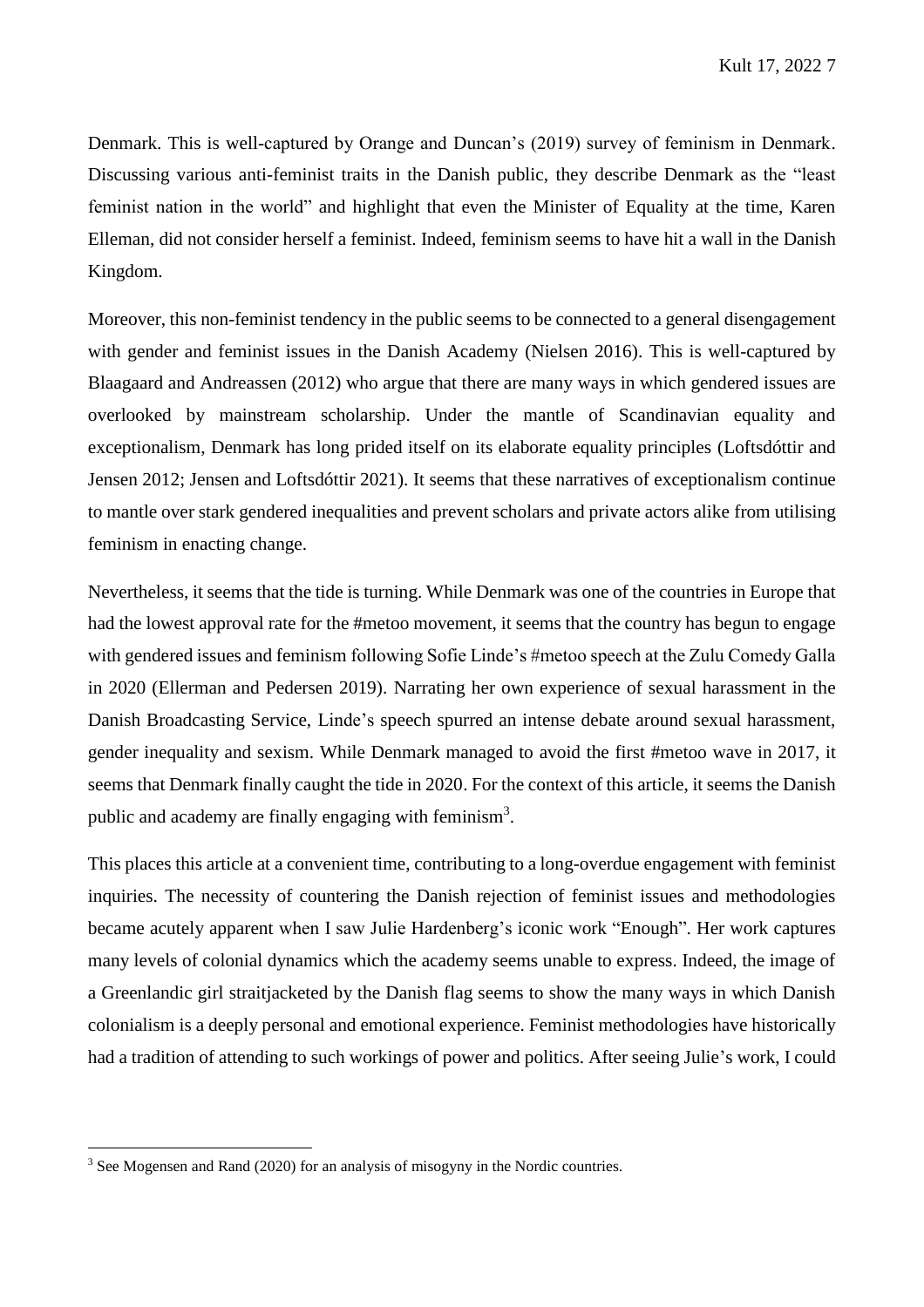Denmark. This is well-captured by Orange and Duncan's (2019) survey of feminism in Denmark. Discussing various anti-feminist traits in the Danish public, they describe Denmark as the "least feminist nation in the world" and highlight that even the Minister of Equality at the time, Karen Elleman, did not consider herself a feminist. Indeed, feminism seems to have hit a wall in the Danish Kingdom.

Moreover, this non-feminist tendency in the public seems to be connected to a general disengagement with gender and feminist issues in the Danish Academy (Nielsen 2016). This is well-captured by Blaagaard and Andreassen (2012) who argue that there are many ways in which gendered issues are overlooked by mainstream scholarship. Under the mantle of Scandinavian equality and exceptionalism, Denmark has long prided itself on its elaborate equality principles (Loftsdóttir and Jensen 2012; Jensen and Loftsdóttir 2021). It seems that these narratives of exceptionalism continue to mantle over stark gendered inequalities and prevent scholars and private actors alike from utilising feminism in enacting change.

Nevertheless, it seems that the tide is turning. While Denmark was one of the countries in Europe that had the lowest approval rate for the #metoo movement, it seems that the country has begun to engage with gendered issues and feminism following Sofie Linde's #metoo speech at the Zulu Comedy Galla in 2020 (Ellerman and Pedersen 2019). Narrating her own experience of sexual harassment in the Danish Broadcasting Service, Linde's speech spurred an intense debate around sexual harassment, gender inequality and sexism. While Denmark managed to avoid the first #metoo wave in 2017, it seems that Denmark finally caught the tide in 2020. For the context of this article, it seems the Danish public and academy are finally engaging with feminism[3].

This places this article at a convenient time, contributing to a long-overdue engagement with feminist inquiries. The necessity of countering the Danish rejection of feminist issues and methodologies became acutely apparent when I saw Julie Hardenberg's iconic work "Enough". Her work captures many levels of colonial dynamics which the academy seems unable to express. Indeed, the image of a Greenlandic girl straitjacketed by the Danish flag seems to show the many ways in which Danish colonialism is a deeply personal and emotional experience. Feminist methodologies have historically had a tradition of attending to such workings of power and politics. After seeing Julie's work, I could

[3] See Mogensen and Rand (2020) for an analysis of misogyny in the Nordic countries.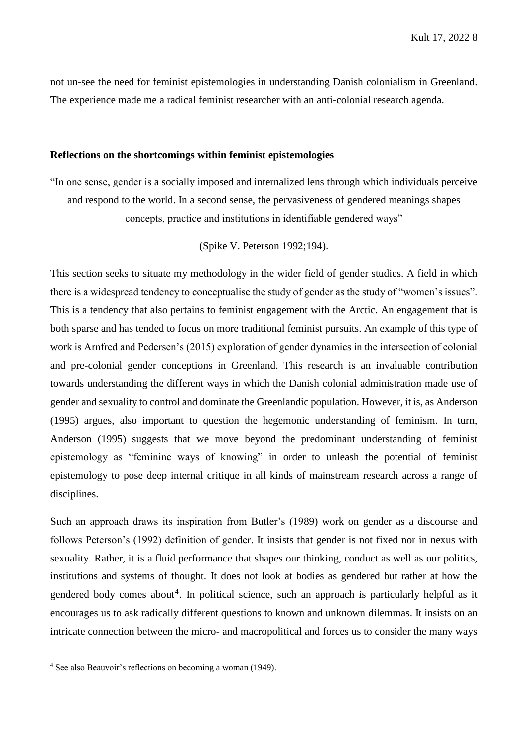not un-see the need for feminist epistemologies in understanding Danish colonialism in Greenland. The experience made me a radical feminist researcher with an anti-colonial research agenda.

## Reflections on the shortcomings within feminist epistemologies

> "In one sense, gender is a socially imposed and internalized lens through which individuals perceive and respond to the world. In a second sense, the pervasiveness of gendered meanings shapes concepts, practice and institutions in identifiable gendered ways"
>
> (Spike V. Peterson 1992;194).

This section seeks to situate my methodology in the wider field of gender studies. A field in which there is a widespread tendency to conceptualise the study of gender as the study of "women's issues". This is a tendency that also pertains to feminist engagement with the Arctic. An engagement that is both sparse and has tended to focus on more traditional feminist pursuits. An example of this type of work is Arnfred and Pedersen's (2015) exploration of gender dynamics in the intersection of colonial and pre-colonial gender conceptions in Greenland. This research is an invaluable contribution towards understanding the different ways in which the Danish colonial administration made use of gender and sexuality to control and dominate the Greenlandic population. However, it is, as Anderson (1995) argues, also important to question the hegemonic understanding of feminism. In turn, Anderson (1995) suggests that we move beyond the predominant understanding of feminist epistemology as "feminine ways of knowing" in order to unleash the potential of feminist epistemology to pose deep internal critique in all kinds of mainstream research across a range of disciplines.

Such an approach draws its inspiration from Butler's (1989) work on gender as a discourse and follows Peterson's (1992) definition of gender. It insists that gender is not fixed nor in nexus with sexuality. Rather, it is a fluid performance that shapes our thinking, conduct as well as our politics, institutions and systems of thought. It does not look at bodies as gendered but rather at how the gendered body comes about[4]. In political science, such an approach is particularly helpful as it encourages us to ask radically different questions to known and unknown dilemmas. It insists on an intricate connection between the micro- and macropolitical and forces us to consider the many ways

---

[4] See also Beauvoir's reflections on becoming a woman (1949).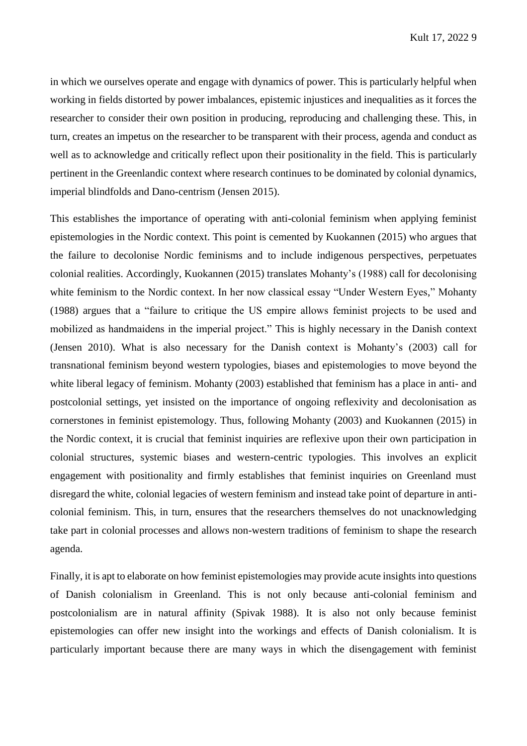in which we ourselves operate and engage with dynamics of power. This is particularly helpful when working in fields distorted by power imbalances, epistemic injustices and inequalities as it forces the researcher to consider their own position in producing, reproducing and challenging these. This, in turn, creates an impetus on the researcher to be transparent with their process, agenda and conduct as well as to acknowledge and critically reflect upon their positionality in the field. This is particularly pertinent in the Greenlandic context where research continues to be dominated by colonial dynamics, imperial blindfolds and Dano-centrism (Jensen 2015).

This establishes the importance of operating with anti-colonial feminism when applying feminist epistemologies in the Nordic context. This point is cemented by Kuokannen (2015) who argues that the failure to decolonise Nordic feminisms and to include indigenous perspectives, perpetuates colonial realities. Accordingly, Kuokannen (2015) translates Mohanty's (1988) call for decolonising white feminism to the Nordic context. In her now classical essay "Under Western Eyes," Mohanty (1988) argues that a "failure to critique the US empire allows feminist projects to be used and mobilized as handmaidens in the imperial project." This is highly necessary in the Danish context (Jensen 2010). What is also necessary for the Danish context is Mohanty's (2003) call for transnational feminism beyond western typologies, biases and epistemologies to move beyond the white liberal legacy of feminism. Mohanty (2003) established that feminism has a place in anti- and postcolonial settings, yet insisted on the importance of ongoing reflexivity and decolonisation as cornerstones in feminist epistemology. Thus, following Mohanty (2003) and Kuokannen (2015) in the Nordic context, it is crucial that feminist inquiries are reflexive upon their own participation in colonial structures, systemic biases and western-centric typologies. This involves an explicit engagement with positionality and firmly establishes that feminist inquiries on Greenland must disregard the white, colonial legacies of western feminism and instead take point of departure in anti-colonial feminism. This, in turn, ensures that the researchers themselves do not unacknowledging take part in colonial processes and allows non-western traditions of feminism to shape the research agenda.

Finally, it is apt to elaborate on how feminist epistemologies may provide acute insights into questions of Danish colonialism in Greenland. This is not only because anti-colonial feminism and postcolonialism are in natural affinity (Spivak 1988). It is also not only because feminist epistemologies can offer new insight into the workings and effects of Danish colonialism. It is particularly important because there are many ways in which the disengagement with feminist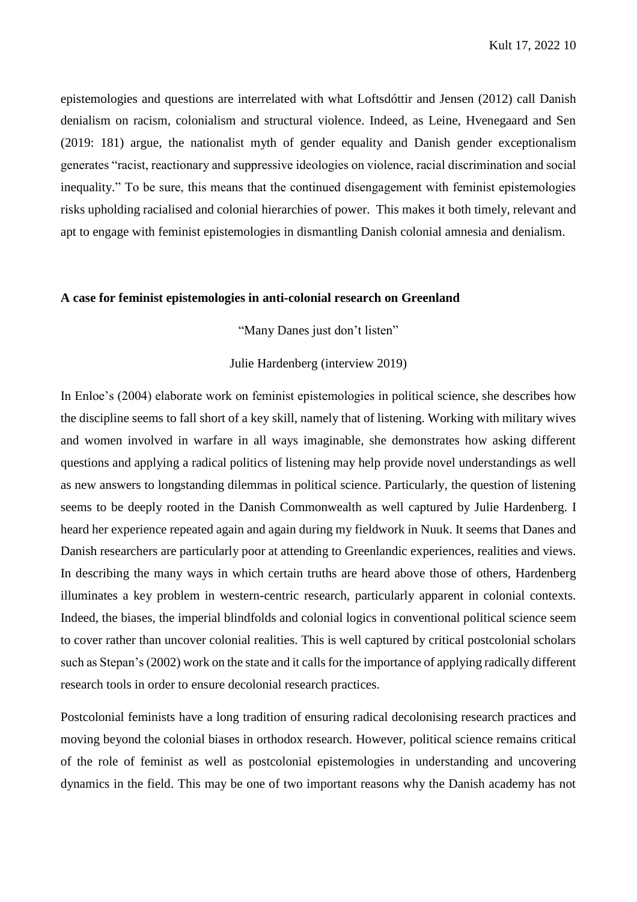epistemologies and questions are interrelated with what Loftsdóttir and Jensen (2012) call Danish denialism on racism, colonialism and structural violence. Indeed, as Leine, Hvenegaard and Sen (2019: 181) argue, the nationalist myth of gender equality and Danish gender exceptionalism generates "racist, reactionary and suppressive ideologies on violence, racial discrimination and social inequality." To be sure, this means that the continued disengagement with feminist epistemologies risks upholding racialised and colonial hierarchies of power. This makes it both timely, relevant and apt to engage with feminist epistemologies in dismantling Danish colonial amnesia and denialism.

**A case for feminist epistemologies in anti-colonial research on Greenland**

"Many Danes just don't listen"

Julie Hardenberg (interview 2019)

In Enloe's (2004) elaborate work on feminist epistemologies in political science, she describes how the discipline seems to fall short of a key skill, namely that of listening. Working with military wives and women involved in warfare in all ways imaginable, she demonstrates how asking different questions and applying a radical politics of listening may help provide novel understandings as well as new answers to longstanding dilemmas in political science. Particularly, the question of listening seems to be deeply rooted in the Danish Commonwealth as well captured by Julie Hardenberg. I heard her experience repeated again and again during my fieldwork in Nuuk. It seems that Danes and Danish researchers are particularly poor at attending to Greenlandic experiences, realities and views. In describing the many ways in which certain truths are heard above those of others, Hardenberg illuminates a key problem in western-centric research, particularly apparent in colonial contexts. Indeed, the biases, the imperial blindfolds and colonial logics in conventional political science seem to cover rather than uncover colonial realities. This is well captured by critical postcolonial scholars such as Stepan's (2002) work on the state and it calls for the importance of applying radically different research tools in order to ensure decolonial research practices.

Postcolonial feminists have a long tradition of ensuring radical decolonising research practices and moving beyond the colonial biases in orthodox research. However, political science remains critical of the role of feminist as well as postcolonial epistemologies in understanding and uncovering dynamics in the field. This may be one of two important reasons why the Danish academy has not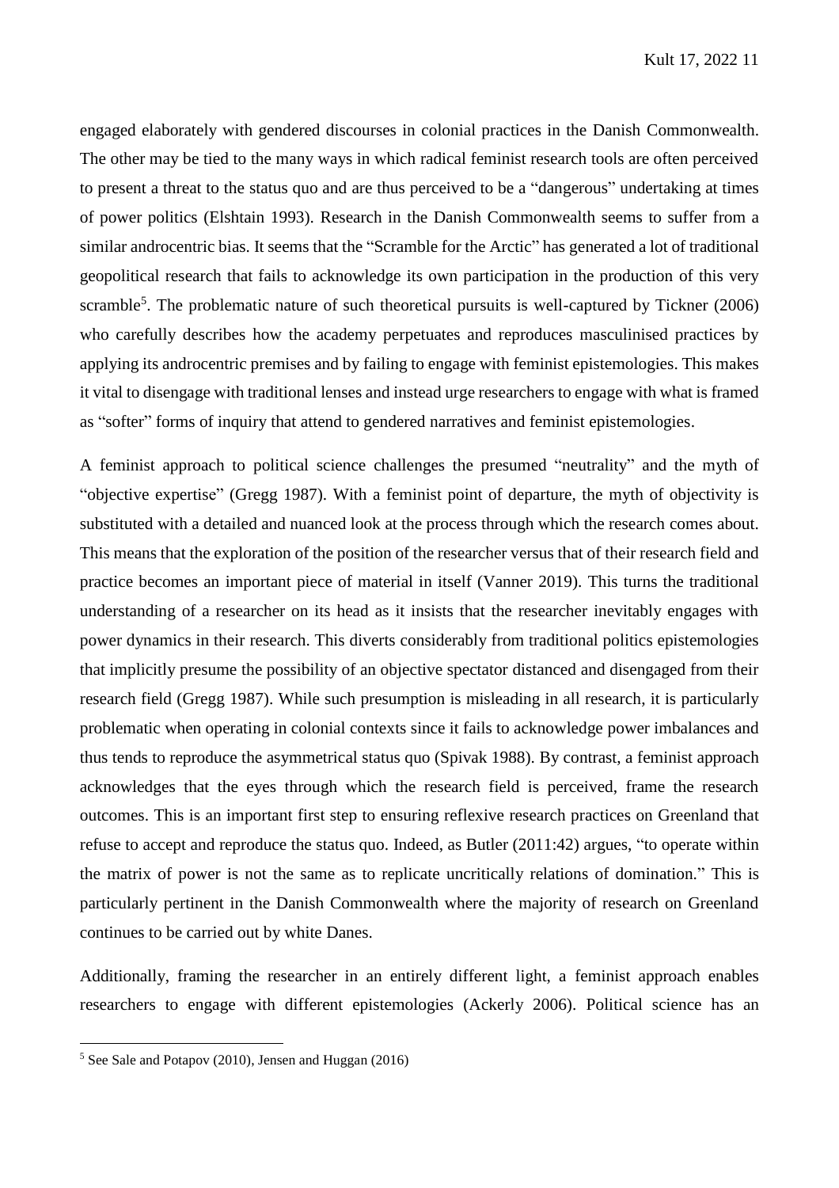engaged elaborately with gendered discourses in colonial practices in the Danish Commonwealth. The other may be tied to the many ways in which radical feminist research tools are often perceived to present a threat to the status quo and are thus perceived to be a "dangerous" undertaking at times of power politics (Elshtain 1993). Research in the Danish Commonwealth seems to suffer from a similar androcentric bias. It seems that the "Scramble for the Arctic" has generated a lot of traditional geopolitical research that fails to acknowledge its own participation in the production of this very scramble[5]. The problematic nature of such theoretical pursuits is well-captured by Tickner (2006) who carefully describes how the academy perpetuates and reproduces masculinised practices by applying its androcentric premises and by failing to engage with feminist epistemologies. This makes it vital to disengage with traditional lenses and instead urge researchers to engage with what is framed as "softer" forms of inquiry that attend to gendered narratives and feminist epistemologies.

A feminist approach to political science challenges the presumed "neutrality" and the myth of "objective expertise" (Gregg 1987). With a feminist point of departure, the myth of objectivity is substituted with a detailed and nuanced look at the process through which the research comes about. This means that the exploration of the position of the researcher versus that of their research field and practice becomes an important piece of material in itself (Vanner 2019). This turns the traditional understanding of a researcher on its head as it insists that the researcher inevitably engages with power dynamics in their research. This diverts considerably from traditional politics epistemologies that implicitly presume the possibility of an objective spectator distanced and disengaged from their research field (Gregg 1987). While such presumption is misleading in all research, it is particularly problematic when operating in colonial contexts since it fails to acknowledge power imbalances and thus tends to reproduce the asymmetrical status quo (Spivak 1988). By contrast, a feminist approach acknowledges that the eyes through which the research field is perceived, frame the research outcomes. This is an important first step to ensuring reflexive research practices on Greenland that refuse to accept and reproduce the status quo. Indeed, as Butler (2011:42) argues, "to operate within the matrix of power is not the same as to replicate uncritically relations of domination." This is particularly pertinent in the Danish Commonwealth where the majority of research on Greenland continues to be carried out by white Danes.

Additionally, framing the researcher in an entirely different light, a feminist approach enables researchers to engage with different epistemologies (Ackerly 2006). Political science has an

[5] See Sale and Potapov (2010), Jensen and Huggan (2016)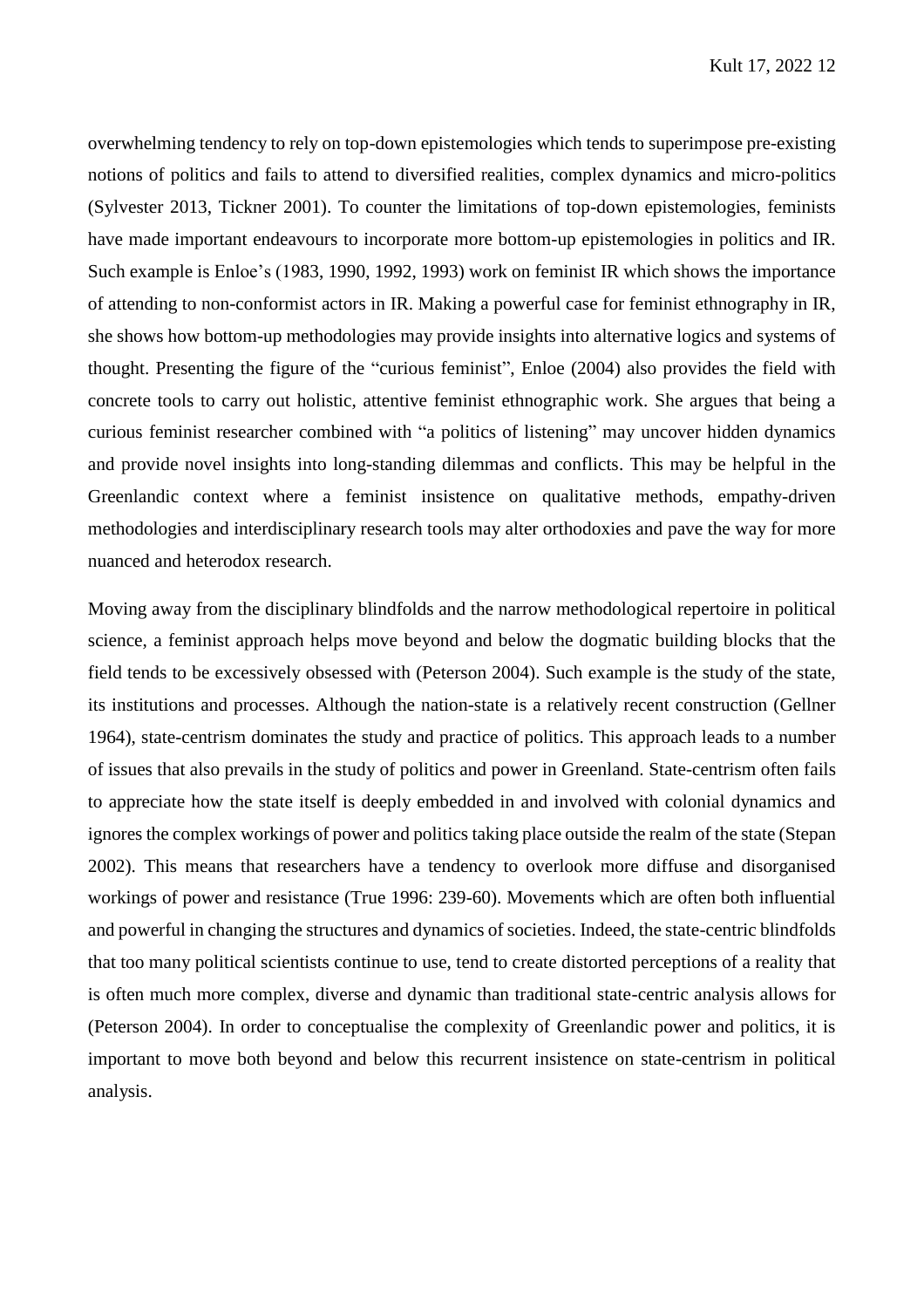overwhelming tendency to rely on top-down epistemologies which tends to superimpose pre-existing notions of politics and fails to attend to diversified realities, complex dynamics and micro-politics (Sylvester 2013, Tickner 2001). To counter the limitations of top-down epistemologies, feminists have made important endeavours to incorporate more bottom-up epistemologies in politics and IR. Such example is Enloe's (1983, 1990, 1992, 1993) work on feminist IR which shows the importance of attending to non-conformist actors in IR. Making a powerful case for feminist ethnography in IR, she shows how bottom-up methodologies may provide insights into alternative logics and systems of thought. Presenting the figure of the "curious feminist", Enloe (2004) also provides the field with concrete tools to carry out holistic, attentive feminist ethnographic work. She argues that being a curious feminist researcher combined with "a politics of listening" may uncover hidden dynamics and provide novel insights into long-standing dilemmas and conflicts. This may be helpful in the Greenlandic context where a feminist insistence on qualitative methods, empathy-driven methodologies and interdisciplinary research tools may alter orthodoxies and pave the way for more nuanced and heterodox research.

Moving away from the disciplinary blindfolds and the narrow methodological repertoire in political science, a feminist approach helps move beyond and below the dogmatic building blocks that the field tends to be excessively obsessed with (Peterson 2004). Such example is the study of the state, its institutions and processes. Although the nation-state is a relatively recent construction (Gellner 1964), state-centrism dominates the study and practice of politics. This approach leads to a number of issues that also prevails in the study of politics and power in Greenland. State-centrism often fails to appreciate how the state itself is deeply embedded in and involved with colonial dynamics and ignores the complex workings of power and politics taking place outside the realm of the state (Stepan 2002). This means that researchers have a tendency to overlook more diffuse and disorganised workings of power and resistance (True 1996: 239-60). Movements which are often both influential and powerful in changing the structures and dynamics of societies. Indeed, the state-centric blindfolds that too many political scientists continue to use, tend to create distorted perceptions of a reality that is often much more complex, diverse and dynamic than traditional state-centric analysis allows for (Peterson 2004). In order to conceptualise the complexity of Greenlandic power and politics, it is important to move both beyond and below this recurrent insistence on state-centrism in political analysis.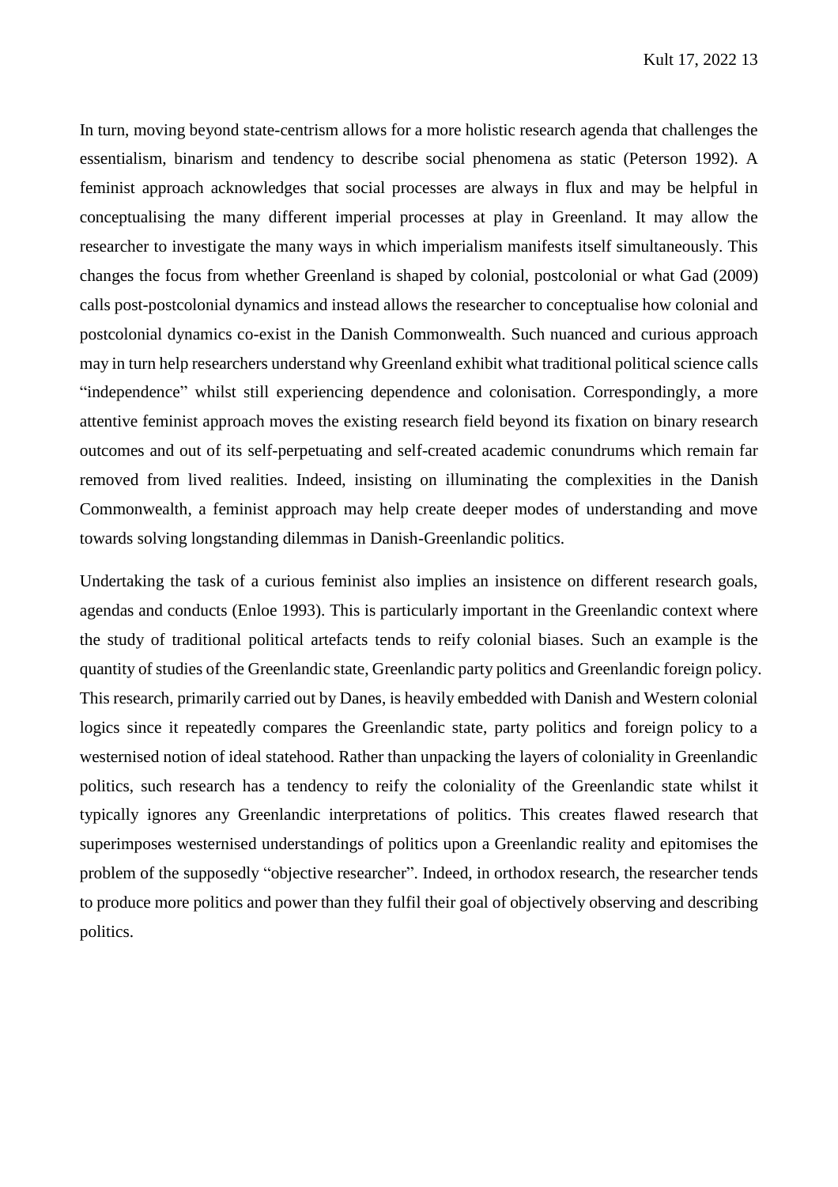In turn, moving beyond state-centrism allows for a more holistic research agenda that challenges the essentialism, binarism and tendency to describe social phenomena as static (Peterson 1992). A feminist approach acknowledges that social processes are always in flux and may be helpful in conceptualising the many different imperial processes at play in Greenland. It may allow the researcher to investigate the many ways in which imperialism manifests itself simultaneously. This changes the focus from whether Greenland is shaped by colonial, postcolonial or what Gad (2009) calls post-postcolonial dynamics and instead allows the researcher to conceptualise how colonial and postcolonial dynamics co-exist in the Danish Commonwealth. Such nuanced and curious approach may in turn help researchers understand why Greenland exhibit what traditional political science calls "independence" whilst still experiencing dependence and colonisation. Correspondingly, a more attentive feminist approach moves the existing research field beyond its fixation on binary research outcomes and out of its self-perpetuating and self-created academic conundrums which remain far removed from lived realities. Indeed, insisting on illuminating the complexities in the Danish Commonwealth, a feminist approach may help create deeper modes of understanding and move towards solving longstanding dilemmas in Danish-Greenlandic politics.

Undertaking the task of a curious feminist also implies an insistence on different research goals, agendas and conducts (Enloe 1993). This is particularly important in the Greenlandic context where the study of traditional political artefacts tends to reify colonial biases. Such an example is the quantity of studies of the Greenlandic state, Greenlandic party politics and Greenlandic foreign policy. This research, primarily carried out by Danes, is heavily embedded with Danish and Western colonial logics since it repeatedly compares the Greenlandic state, party politics and foreign policy to a westernised notion of ideal statehood. Rather than unpacking the layers of coloniality in Greenlandic politics, such research has a tendency to reify the coloniality of the Greenlandic state whilst it typically ignores any Greenlandic interpretations of politics. This creates flawed research that superimposes westernised understandings of politics upon a Greenlandic reality and epitomises the problem of the supposedly "objective researcher". Indeed, in orthodox research, the researcher tends to produce more politics and power than they fulfil their goal of objectively observing and describing politics.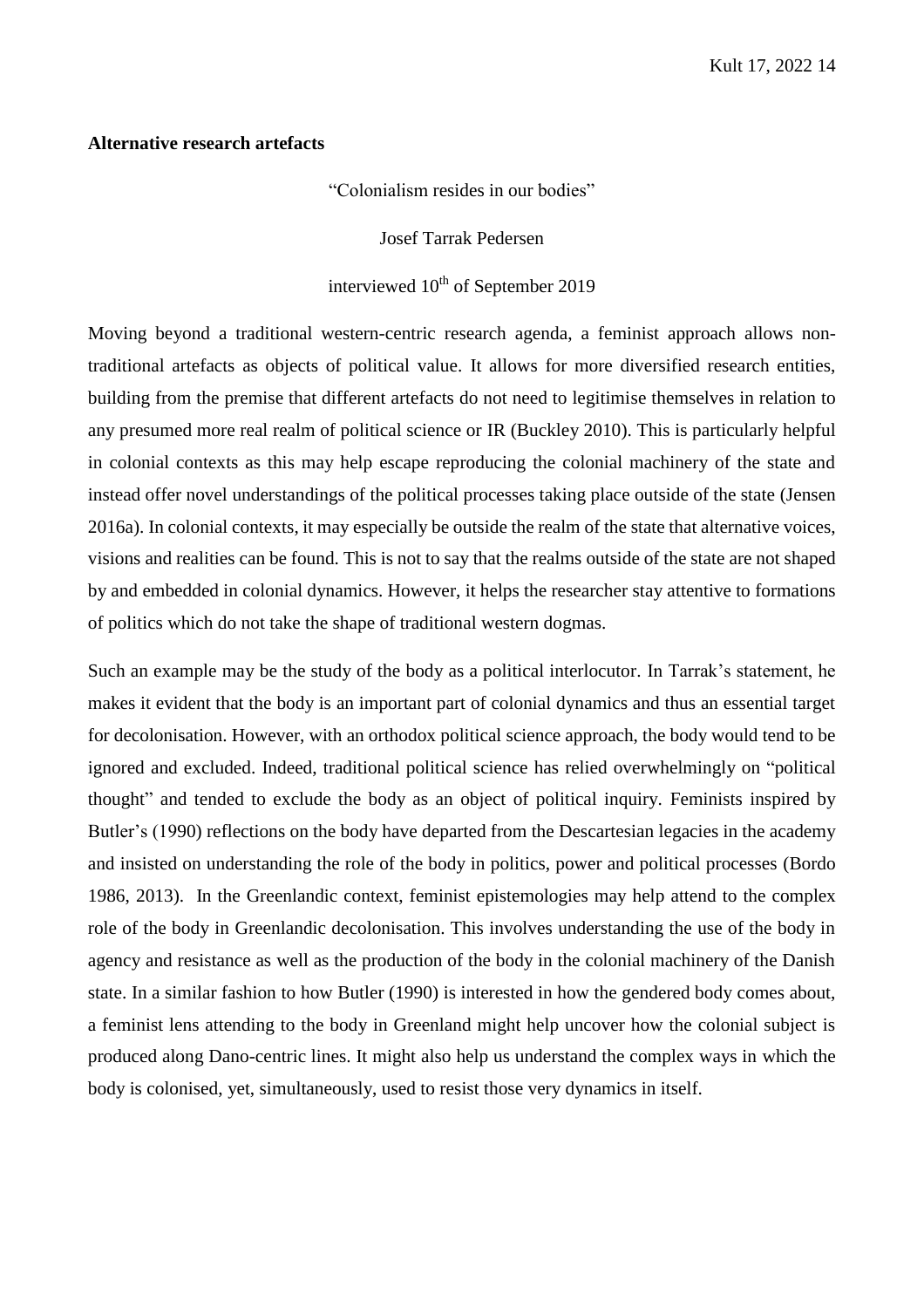**Alternative research artefacts**

"Colonialism resides in our bodies"

Josef Tarrak Pedersen

interviewed 10th of September 2019

Moving beyond a traditional western-centric research agenda, a feminist approach allows non-traditional artefacts as objects of political value. It allows for more diversified research entities, building from the premise that different artefacts do not need to legitimise themselves in relation to any presumed more real realm of political science or IR (Buckley 2010). This is particularly helpful in colonial contexts as this may help escape reproducing the colonial machinery of the state and instead offer novel understandings of the political processes taking place outside of the state (Jensen 2016a). In colonial contexts, it may especially be outside the realm of the state that alternative voices, visions and realities can be found. This is not to say that the realms outside of the state are not shaped by and embedded in colonial dynamics. However, it helps the researcher stay attentive to formations of politics which do not take the shape of traditional western dogmas.

Such an example may be the study of the body as a political interlocutor. In Tarrak's statement, he makes it evident that the body is an important part of colonial dynamics and thus an essential target for decolonisation. However, with an orthodox political science approach, the body would tend to be ignored and excluded. Indeed, traditional political science has relied overwhelmingly on "political thought" and tended to exclude the body as an object of political inquiry. Feminists inspired by Butler's (1990) reflections on the body have departed from the Descartesian legacies in the academy and insisted on understanding the role of the body in politics, power and political processes (Bordo 1986, 2013). In the Greenlandic context, feminist epistemologies may help attend to the complex role of the body in Greenlandic decolonisation. This involves understanding the use of the body in agency and resistance as well as the production of the body in the colonial machinery of the Danish state. In a similar fashion to how Butler (1990) is interested in how the gendered body comes about, a feminist lens attending to the body in Greenland might help uncover how the colonial subject is produced along Dano-centric lines. It might also help us understand the complex ways in which the body is colonised, yet, simultaneously, used to resist those very dynamics in itself.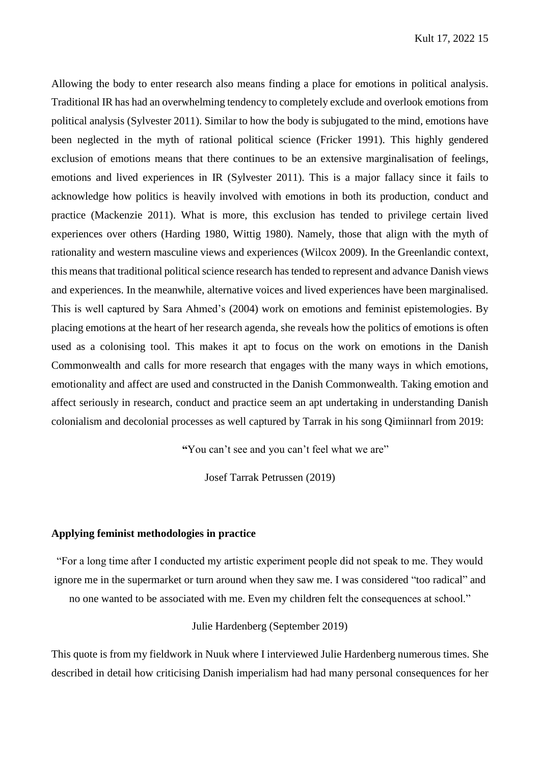Allowing the body to enter research also means finding a place for emotions in political analysis. Traditional IR has had an overwhelming tendency to completely exclude and overlook emotions from political analysis (Sylvester 2011). Similar to how the body is subjugated to the mind, emotions have been neglected in the myth of rational political science (Fricker 1991). This highly gendered exclusion of emotions means that there continues to be an extensive marginalisation of feelings, emotions and lived experiences in IR (Sylvester 2011). This is a major fallacy since it fails to acknowledge how politics is heavily involved with emotions in both its production, conduct and practice (Mackenzie 2011). What is more, this exclusion has tended to privilege certain lived experiences over others (Harding 1980, Wittig 1980). Namely, those that align with the myth of rationality and western masculine views and experiences (Wilcox 2009). In the Greenlandic context, this means that traditional political science research has tended to represent and advance Danish views and experiences. In the meanwhile, alternative voices and lived experiences have been marginalised. This is well captured by Sara Ahmed's (2004) work on emotions and feminist epistemologies. By placing emotions at the heart of her research agenda, she reveals how the politics of emotions is often used as a colonising tool. This makes it apt to focus on the work on emotions in the Danish Commonwealth and calls for more research that engages with the many ways in which emotions, emotionality and affect are used and constructed in the Danish Commonwealth. Taking emotion and affect seriously in research, conduct and practice seem an apt undertaking in understanding Danish colonialism and decolonial processes as well captured by Tarrak in his song Qimiinnarl from 2019:

**"**You can't see and you can't feel what we are"

Josef Tarrak Petrussen (2019)

## Applying feminist methodologies in practice

"For a long time after I conducted my artistic experiment people did not speak to me. They would ignore me in the supermarket or turn around when they saw me. I was considered "too radical" and no one wanted to be associated with me. Even my children felt the consequences at school."

Julie Hardenberg (September 2019)

This quote is from my fieldwork in Nuuk where I interviewed Julie Hardenberg numerous times. She described in detail how criticising Danish imperialism had had many personal consequences for her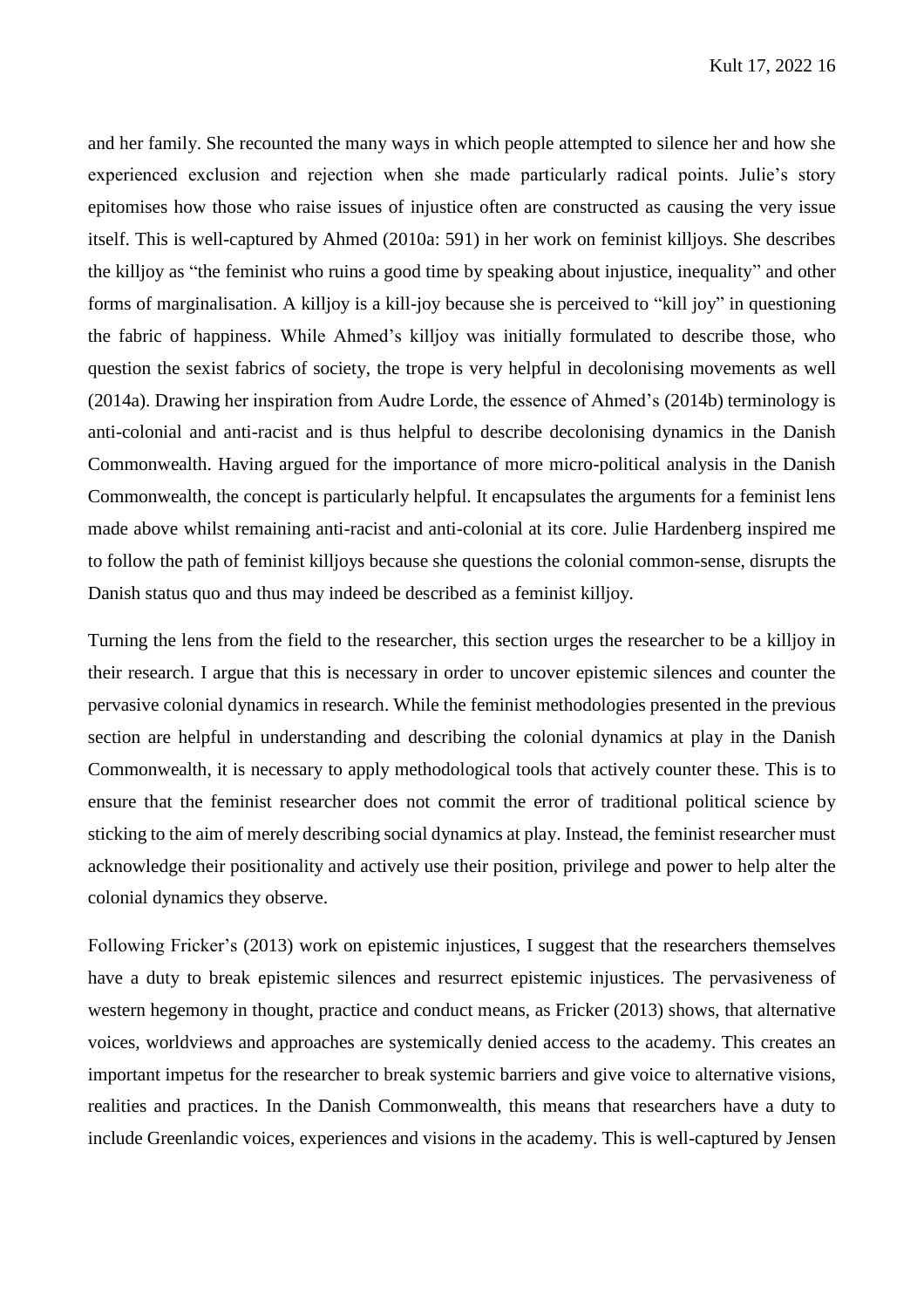and her family. She recounted the many ways in which people attempted to silence her and how she experienced exclusion and rejection when she made particularly radical points. Julie's story epitomises how those who raise issues of injustice often are constructed as causing the very issue itself. This is well-captured by Ahmed (2010a: 591) in her work on feminist killjoys. She describes the killjoy as "the feminist who ruins a good time by speaking about injustice, inequality" and other forms of marginalisation. A killjoy is a kill-joy because she is perceived to "kill joy" in questioning the fabric of happiness. While Ahmed's killjoy was initially formulated to describe those, who question the sexist fabrics of society, the trope is very helpful in decolonising movements as well (2014a). Drawing her inspiration from Audre Lorde, the essence of Ahmed's (2014b) terminology is anti-colonial and anti-racist and is thus helpful to describe decolonising dynamics in the Danish Commonwealth. Having argued for the importance of more micro-political analysis in the Danish Commonwealth, the concept is particularly helpful. It encapsulates the arguments for a feminist lens made above whilst remaining anti-racist and anti-colonial at its core. Julie Hardenberg inspired me to follow the path of feminist killjoys because she questions the colonial common-sense, disrupts the Danish status quo and thus may indeed be described as a feminist killjoy.

Turning the lens from the field to the researcher, this section urges the researcher to be a killjoy in their research. I argue that this is necessary in order to uncover epistemic silences and counter the pervasive colonial dynamics in research. While the feminist methodologies presented in the previous section are helpful in understanding and describing the colonial dynamics at play in the Danish Commonwealth, it is necessary to apply methodological tools that actively counter these. This is to ensure that the feminist researcher does not commit the error of traditional political science by sticking to the aim of merely describing social dynamics at play. Instead, the feminist researcher must acknowledge their positionality and actively use their position, privilege and power to help alter the colonial dynamics they observe.

Following Fricker's (2013) work on epistemic injustices, I suggest that the researchers themselves have a duty to break epistemic silences and resurrect epistemic injustices. The pervasiveness of western hegemony in thought, practice and conduct means, as Fricker (2013) shows, that alternative voices, worldviews and approaches are systemically denied access to the academy. This creates an important impetus for the researcher to break systemic barriers and give voice to alternative visions, realities and practices. In the Danish Commonwealth, this means that researchers have a duty to include Greenlandic voices, experiences and visions in the academy. This is well-captured by Jensen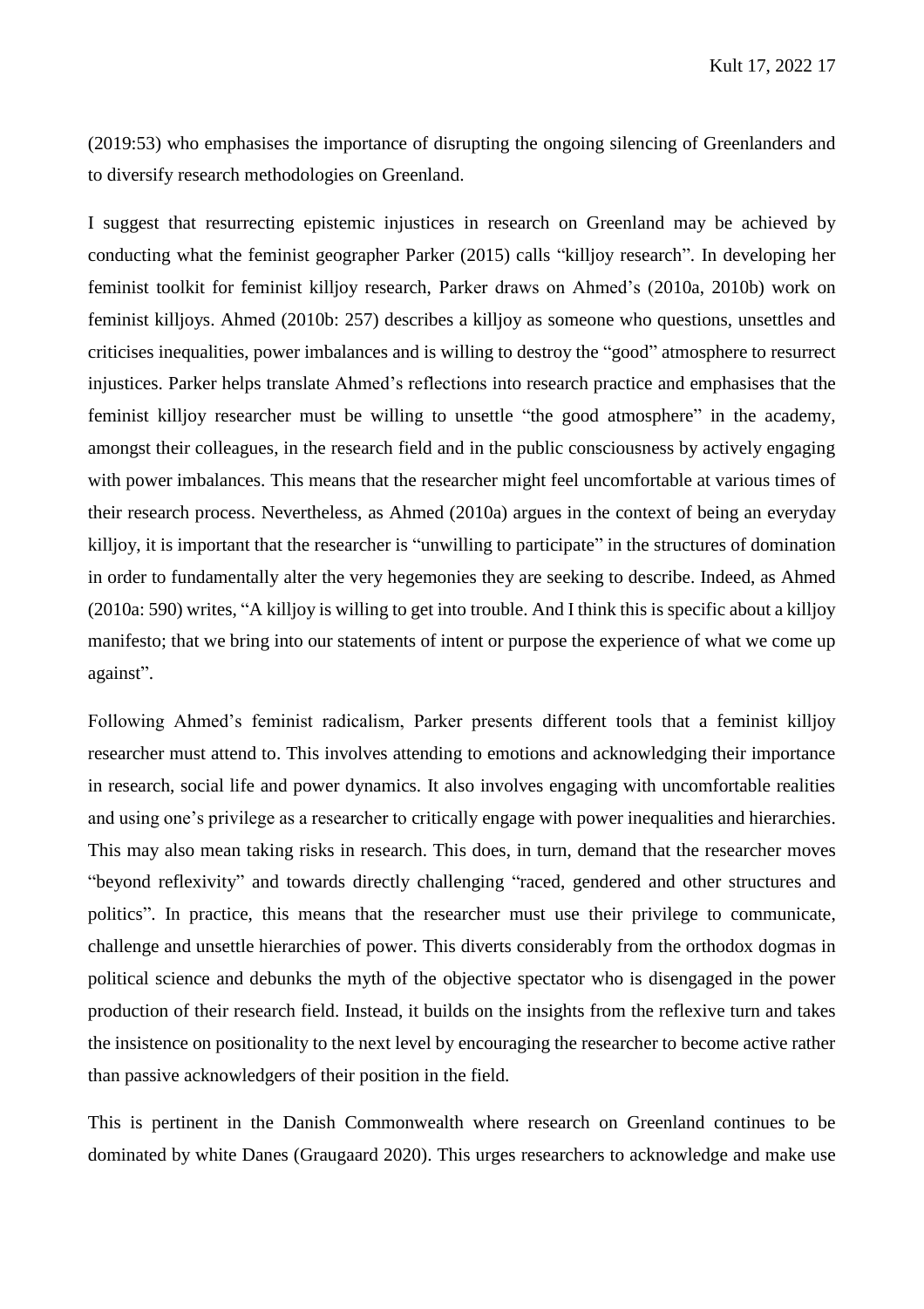(2019:53) who emphasises the importance of disrupting the ongoing silencing of Greenlanders and to diversify research methodologies on Greenland.

I suggest that resurrecting epistemic injustices in research on Greenland may be achieved by conducting what the feminist geographer Parker (2015) calls "killjoy research". In developing her feminist toolkit for feminist killjoy research, Parker draws on Ahmed's (2010a, 2010b) work on feminist killjoys. Ahmed (2010b: 257) describes a killjoy as someone who questions, unsettles and criticises inequalities, power imbalances and is willing to destroy the "good" atmosphere to resurrect injustices. Parker helps translate Ahmed's reflections into research practice and emphasises that the feminist killjoy researcher must be willing to unsettle "the good atmosphere" in the academy, amongst their colleagues, in the research field and in the public consciousness by actively engaging with power imbalances. This means that the researcher might feel uncomfortable at various times of their research process. Nevertheless, as Ahmed (2010a) argues in the context of being an everyday killjoy, it is important that the researcher is "unwilling to participate" in the structures of domination in order to fundamentally alter the very hegemonies they are seeking to describe. Indeed, as Ahmed (2010a: 590) writes, "A killjoy is willing to get into trouble. And I think this is specific about a killjoy manifesto; that we bring into our statements of intent or purpose the experience of what we come up against".

Following Ahmed's feminist radicalism, Parker presents different tools that a feminist killjoy researcher must attend to. This involves attending to emotions and acknowledging their importance in research, social life and power dynamics. It also involves engaging with uncomfortable realities and using one's privilege as a researcher to critically engage with power inequalities and hierarchies. This may also mean taking risks in research. This does, in turn, demand that the researcher moves "beyond reflexivity" and towards directly challenging "raced, gendered and other structures and politics". In practice, this means that the researcher must use their privilege to communicate, challenge and unsettle hierarchies of power. This diverts considerably from the orthodox dogmas in political science and debunks the myth of the objective spectator who is disengaged in the power production of their research field. Instead, it builds on the insights from the reflexive turn and takes the insistence on positionality to the next level by encouraging the researcher to become active rather than passive acknowledgers of their position in the field.

This is pertinent in the Danish Commonwealth where research on Greenland continues to be dominated by white Danes (Graugaard 2020). This urges researchers to acknowledge and make use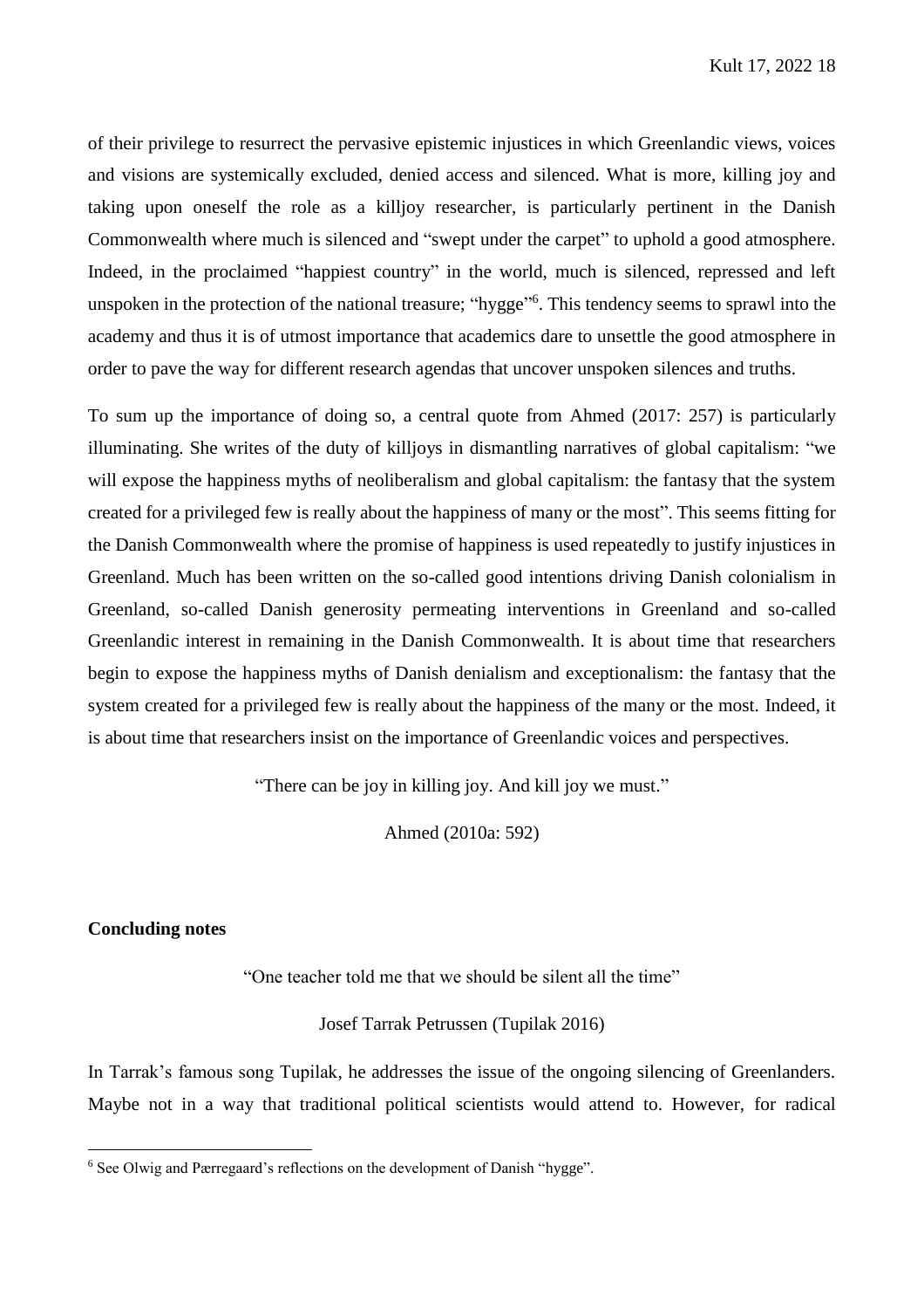of their privilege to resurrect the pervasive epistemic injustices in which Greenlandic views, voices and visions are systemically excluded, denied access and silenced. What is more, killing joy and taking upon oneself the role as a killjoy researcher, is particularly pertinent in the Danish Commonwealth where much is silenced and "swept under the carpet" to uphold a good atmosphere. Indeed, in the proclaimed "happiest country" in the world, much is silenced, repressed and left unspoken in the protection of the national treasure; "hygge"[6]. This tendency seems to sprawl into the academy and thus it is of utmost importance that academics dare to unsettle the good atmosphere in order to pave the way for different research agendas that uncover unspoken silences and truths.

To sum up the importance of doing so, a central quote from Ahmed (2017: 257) is particularly illuminating. She writes of the duty of killjoys in dismantling narratives of global capitalism: "we will expose the happiness myths of neoliberalism and global capitalism: the fantasy that the system created for a privileged few is really about the happiness of many or the most". This seems fitting for the Danish Commonwealth where the promise of happiness is used repeatedly to justify injustices in Greenland. Much has been written on the so-called good intentions driving Danish colonialism in Greenland, so-called Danish generosity permeating interventions in Greenland and so-called Greenlandic interest in remaining in the Danish Commonwealth. It is about time that researchers begin to expose the happiness myths of Danish denialism and exceptionalism: the fantasy that the system created for a privileged few is really about the happiness of the many or the most. Indeed, it is about time that researchers insist on the importance of Greenlandic voices and perspectives.

"There can be joy in killing joy. And kill joy we must."

Ahmed (2010a: 592)

## Concluding notes

"One teacher told me that we should be silent all the time"

Josef Tarrak Petrussen (Tupilak 2016)

In Tarrak's famous song Tupilak, he addresses the issue of the ongoing silencing of Greenlanders. Maybe not in a way that traditional political scientists would attend to. However, for radical

---

[6] See Olwig and Pærregaard's reflections on the development of Danish "hygge".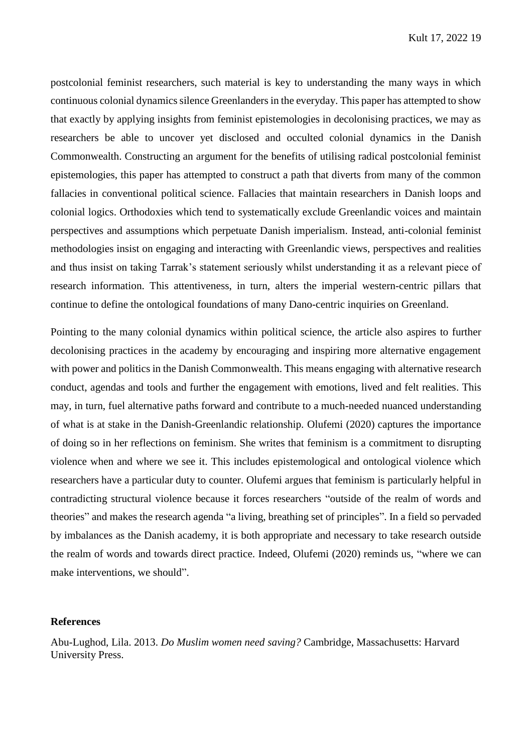postcolonial feminist researchers, such material is key to understanding the many ways in which continuous colonial dynamics silence Greenlanders in the everyday. This paper has attempted to show that exactly by applying insights from feminist epistemologies in decolonising practices, we may as researchers be able to uncover yet disclosed and occulted colonial dynamics in the Danish Commonwealth. Constructing an argument for the benefits of utilising radical postcolonial feminist epistemologies, this paper has attempted to construct a path that diverts from many of the common fallacies in conventional political science. Fallacies that maintain researchers in Danish loops and colonial logics. Orthodoxies which tend to systematically exclude Greenlandic voices and maintain perspectives and assumptions which perpetuate Danish imperialism. Instead, anti-colonial feminist methodologies insist on engaging and interacting with Greenlandic views, perspectives and realities and thus insist on taking Tarrak's statement seriously whilst understanding it as a relevant piece of research information. This attentiveness, in turn, alters the imperial western-centric pillars that continue to define the ontological foundations of many Dano-centric inquiries on Greenland.

Pointing to the many colonial dynamics within political science, the article also aspires to further decolonising practices in the academy by encouraging and inspiring more alternative engagement with power and politics in the Danish Commonwealth. This means engaging with alternative research conduct, agendas and tools and further the engagement with emotions, lived and felt realities. This may, in turn, fuel alternative paths forward and contribute to a much-needed nuanced understanding of what is at stake in the Danish-Greenlandic relationship. Olufemi (2020) captures the importance of doing so in her reflections on feminism. She writes that feminism is a commitment to disrupting violence when and where we see it. This includes epistemological and ontological violence which researchers have a particular duty to counter. Olufemi argues that feminism is particularly helpful in contradicting structural violence because it forces researchers "outside of the realm of words and theories" and makes the research agenda "a living, breathing set of principles". In a field so pervaded by imbalances as the Danish academy, it is both appropriate and necessary to take research outside the realm of words and towards direct practice. Indeed, Olufemi (2020) reminds us, "where we can make interventions, we should".

## References

Abu-Lughod, Lila. 2013. *Do Muslim women need saving?* Cambridge, Massachusetts: Harvard University Press.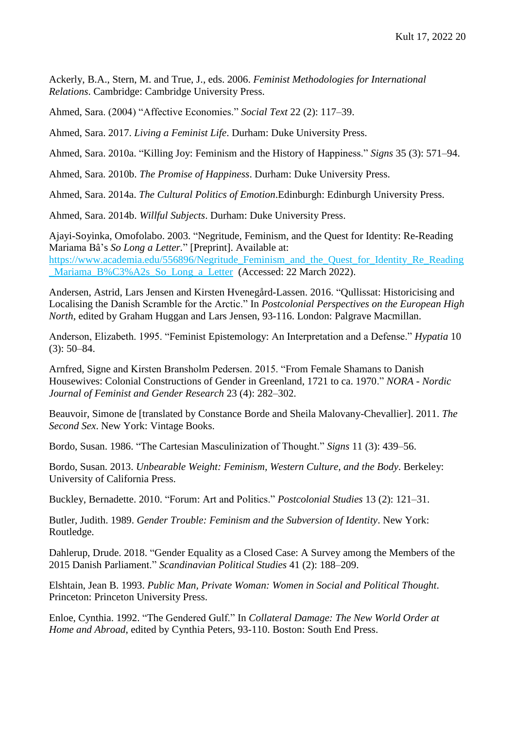Ackerly, B.A., Stern, M. and True, J., eds. 2006. *Feminist Methodologies for International Relations*. Cambridge: Cambridge University Press.

Ahmed, Sara. (2004) "Affective Economies." *Social Text* 22 (2): 117–39.

Ahmed, Sara. 2017. *Living a Feminist Life*. Durham: Duke University Press.

Ahmed, Sara. 2010a. "Killing Joy: Feminism and the History of Happiness." *Signs* 35 (3): 571–94.

Ahmed, Sara. 2010b. *The Promise of Happiness*. Durham: Duke University Press.

Ahmed, Sara. 2014a. *The Cultural Politics of Emotion*.Edinburgh: Edinburgh University Press.

Ahmed, Sara. 2014b. *Willful Subjects*. Durham: Duke University Press.

Ajayi-Soyinka, Omofolabo. 2003. "Negritude, Feminism, and the Quest for Identity: Re-Reading Mariama Bâ's *So Long a Letter*." [Preprint]. Available at: https://www.academia.edu/556896/Negritude_Feminism_and_the_Quest_for_Identity_Re_Reading_Mariama_B%C3%A2s_So_Long_a_Letter (Accessed: 22 March 2022).

Andersen, Astrid, Lars Jensen and Kirsten Hvenegård-Lassen. 2016. "Qullissat: Historicising and Localising the Danish Scramble for the Arctic." In *Postcolonial Perspectives on the European High North*, edited by Graham Huggan and Lars Jensen, 93-116. London: Palgrave Macmillan.

Anderson, Elizabeth. 1995. "Feminist Epistemology: An Interpretation and a Defense." *Hypatia* 10 (3): 50–84.

Arnfred, Signe and Kirsten Bransholm Pedersen. 2015. "From Female Shamans to Danish Housewives: Colonial Constructions of Gender in Greenland, 1721 to ca. 1970." *NORA - Nordic Journal of Feminist and Gender Research* 23 (4): 282–302.

Beauvoir, Simone de [translated by Constance Borde and Sheila Malovany-Chevallier]. 2011. *The Second Sex*. New York: Vintage Books.

Bordo, Susan. 1986. "The Cartesian Masculinization of Thought." *Signs* 11 (3): 439–56.

Bordo, Susan. 2013. *Unbearable Weight: Feminism, Western Culture, and the Body*. Berkeley: University of California Press.

Buckley, Bernadette. 2010. "Forum: Art and Politics." *Postcolonial Studies* 13 (2): 121–31.

Butler, Judith. 1989. *Gender Trouble: Feminism and the Subversion of Identity*. New York: Routledge.

Dahlerup, Drude. 2018. "Gender Equality as a Closed Case: A Survey among the Members of the 2015 Danish Parliament." *Scandinavian Political Studies* 41 (2): 188–209.

Elshtain, Jean B. 1993. *Public Man, Private Woman: Women in Social and Political Thought*. Princeton: Princeton University Press.

Enloe, Cynthia. 1992. "The Gendered Gulf." In *Collateral Damage: The New World Order at Home and Abroad*, edited by Cynthia Peters, 93-110. Boston: South End Press.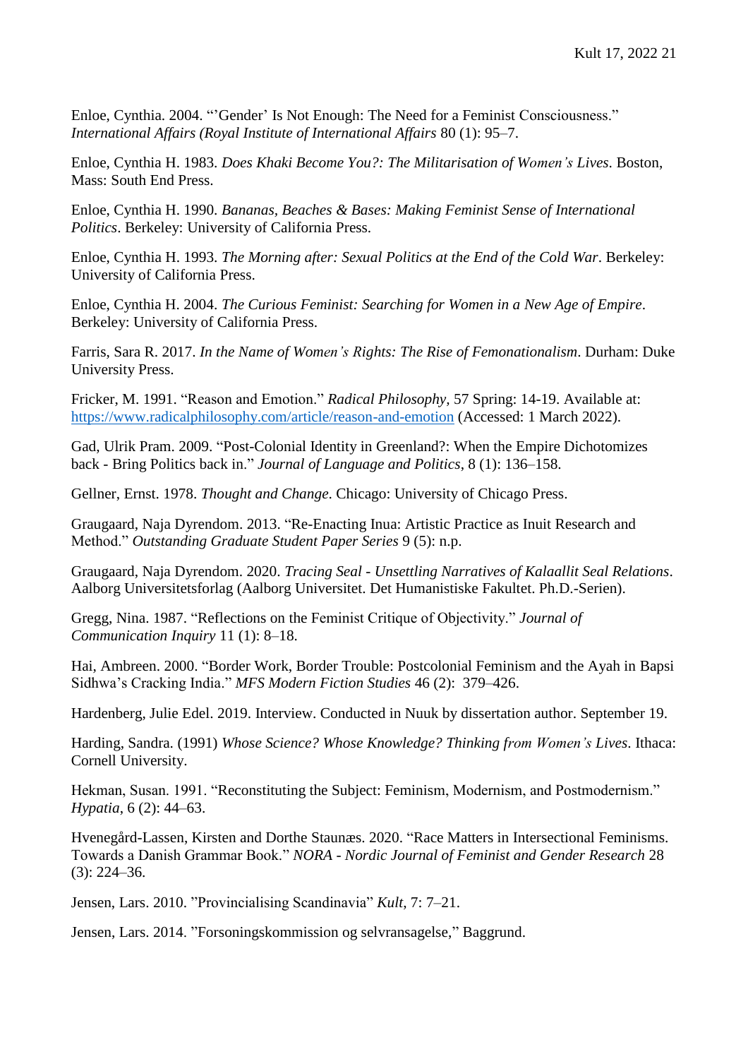Enloe, Cynthia. 2004. "'Gender' Is Not Enough: The Need for a Feminist Consciousness." *International Affairs (Royal Institute of International Affairs* 80 (1): 95–7.

Enloe, Cynthia H. 1983. *Does Khaki Become You?: The Militarisation of Women's Lives*. Boston, Mass: South End Press.

Enloe, Cynthia H. 1990. *Bananas, Beaches & Bases: Making Feminist Sense of International Politics*. Berkeley: University of California Press.

Enloe, Cynthia H. 1993. *The Morning after: Sexual Politics at the End of the Cold War*. Berkeley: University of California Press.

Enloe, Cynthia H. 2004. *The Curious Feminist: Searching for Women in a New Age of Empire*. Berkeley: University of California Press.

Farris, Sara R. 2017. *In the Name of Women's Rights: The Rise of Femonationalism*. Durham: Duke University Press.

Fricker, M. 1991. "Reason and Emotion." *Radical Philosophy*, 57 Spring: 14-19. Available at: [https://www.radicalphilosophy.com/article/reason-and-emotion](https://www.radicalphilosophy.com/article/reason-and-emotion) (Accessed: 1 March 2022).

Gad, Ulrik Pram. 2009. "Post-Colonial Identity in Greenland?: When the Empire Dichotomizes back - Bring Politics back in." *Journal of Language and Politics*, 8 (1): 136–158.

Gellner, Ernst. 1978. *Thought and Change*. Chicago: University of Chicago Press.

Graugaard, Naja Dyrendom. 2013. "Re-Enacting Inua: Artistic Practice as Inuit Research and Method." *Outstanding Graduate Student Paper Series* 9 (5): n.p.

Graugaard, Naja Dyrendom. 2020. *Tracing Seal - Unsettling Narratives of Kalaallit Seal Relations*. Aalborg Universitetsforlag (Aalborg Universitet. Det Humanistiske Fakultet. Ph.D.-Serien).

Gregg, Nina. 1987. "Reflections on the Feminist Critique of Objectivity." *Journal of Communication Inquiry* 11 (1): 8–18.

Hai, Ambreen. 2000. "Border Work, Border Trouble: Postcolonial Feminism and the Ayah in Bapsi Sidhwa's Cracking India." *MFS Modern Fiction Studies* 46 (2): 379–426.

Hardenberg, Julie Edel. 2019. Interview. Conducted in Nuuk by dissertation author. September 19.

Harding, Sandra. (1991) *Whose Science? Whose Knowledge? Thinking from Women's Lives*. Ithaca: Cornell University.

Hekman, Susan. 1991. "Reconstituting the Subject: Feminism, Modernism, and Postmodernism." *Hypatia*, 6 (2): 44–63.

Hvenegård-Lassen, Kirsten and Dorthe Staunæs. 2020. "Race Matters in Intersectional Feminisms. Towards a Danish Grammar Book." *NORA - Nordic Journal of Feminist and Gender Research* 28 (3): 224–36.

Jensen, Lars. 2010. "Provincialising Scandinavia" *Kult*, 7: 7–21.

Jensen, Lars. 2014. "Forsoningskommission og selvransagelse," Baggrund.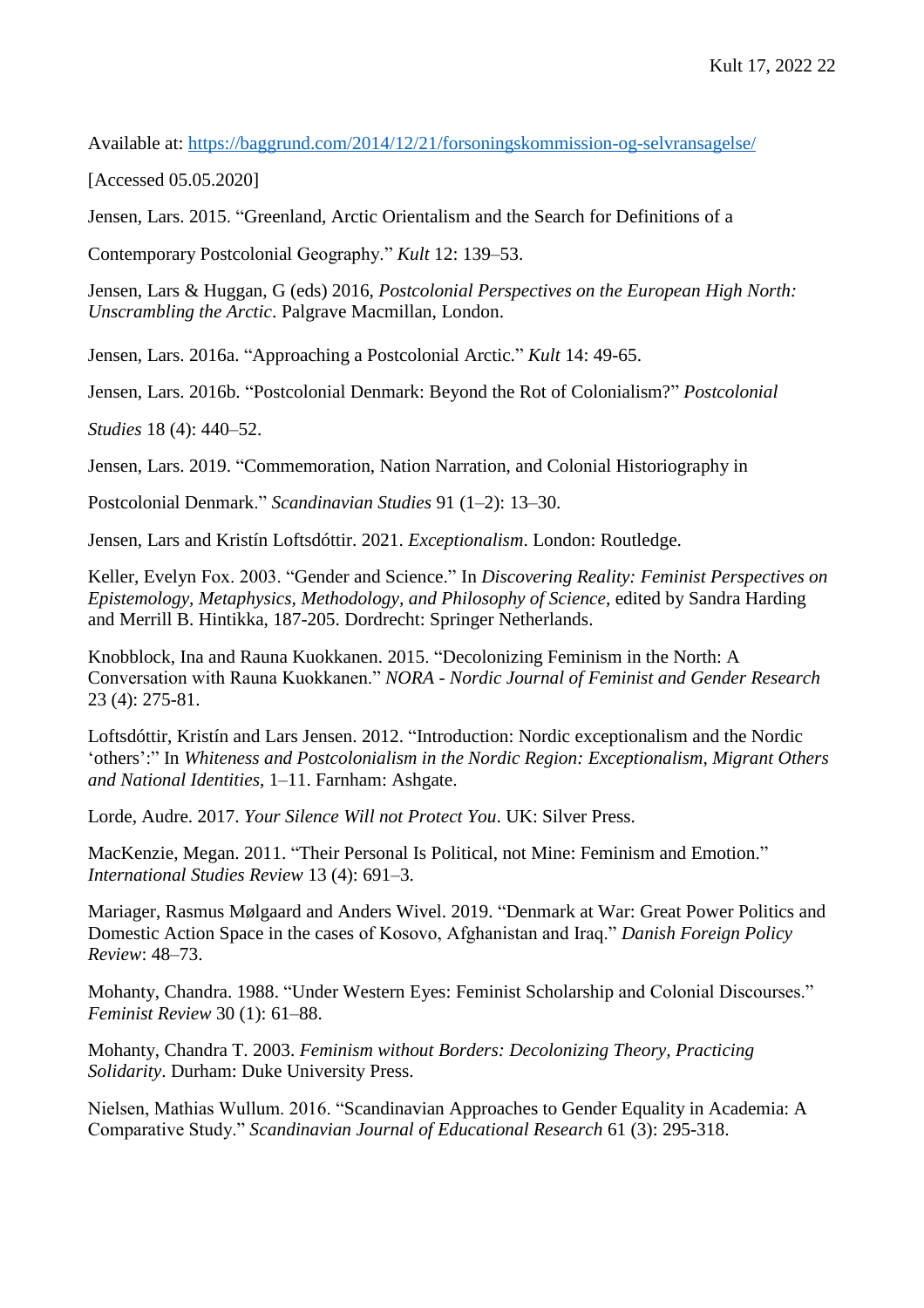Available at: https://baggrund.com/2014/12/21/forsoningskommission-og-selvransagelse/

[Accessed 05.05.2020]

Jensen, Lars. 2015. "Greenland, Arctic Orientalism and the Search for Definitions of a

Contemporary Postcolonial Geography." *Kult* 12: 139–53.

Jensen, Lars & Huggan, G (eds) 2016, *Postcolonial Perspectives on the European High North: Unscrambling the Arctic*. Palgrave Macmillan, London.

Jensen, Lars. 2016a. "Approaching a Postcolonial Arctic." *Kult* 14: 49-65.

Jensen, Lars. 2016b. "Postcolonial Denmark: Beyond the Rot of Colonialism?" *Postcolonial*

*Studies* 18 (4): 440–52.

Jensen, Lars. 2019. "Commemoration, Nation Narration, and Colonial Historiography in

Postcolonial Denmark." *Scandinavian Studies* 91 (1–2): 13–30.

Jensen, Lars and Kristín Loftsdóttir. 2021. *Exceptionalism*. London: Routledge.

Keller, Evelyn Fox. 2003. "Gender and Science." In *Discovering Reality: Feminist Perspectives on Epistemology, Metaphysics, Methodology, and Philosophy of Science*, edited by Sandra Harding and Merrill B. Hintikka, 187-205. Dordrecht: Springer Netherlands.

Knobblock, Ina and Rauna Kuokkanen. 2015. "Decolonizing Feminism in the North: A Conversation with Rauna Kuokkanen." *NORA - Nordic Journal of Feminist and Gender Research* 23 (4): 275-81.

Loftsdóttir, Kristín and Lars Jensen. 2012. "Introduction: Nordic exceptionalism and the Nordic 'others':" In *Whiteness and Postcolonialism in the Nordic Region: Exceptionalism, Migrant Others and National Identities*, 1–11. Farnham: Ashgate.

Lorde, Audre. 2017. *Your Silence Will not Protect You*. UK: Silver Press.

MacKenzie, Megan. 2011. "Their Personal Is Political, not Mine: Feminism and Emotion." *International Studies Review* 13 (4): 691–3.

Mariager, Rasmus Mølgaard and Anders Wivel. 2019. "Denmark at War: Great Power Politics and Domestic Action Space in the cases of Kosovo, Afghanistan and Iraq." *Danish Foreign Policy Review*: 48–73.

Mohanty, Chandra. 1988. "Under Western Eyes: Feminist Scholarship and Colonial Discourses." *Feminist Review* 30 (1): 61–88.

Mohanty, Chandra T. 2003. *Feminism without Borders: Decolonizing Theory, Practicing Solidarity*. Durham: Duke University Press.

Nielsen, Mathias Wullum. 2016. "Scandinavian Approaches to Gender Equality in Academia: A Comparative Study." *Scandinavian Journal of Educational Research* 61 (3): 295-318.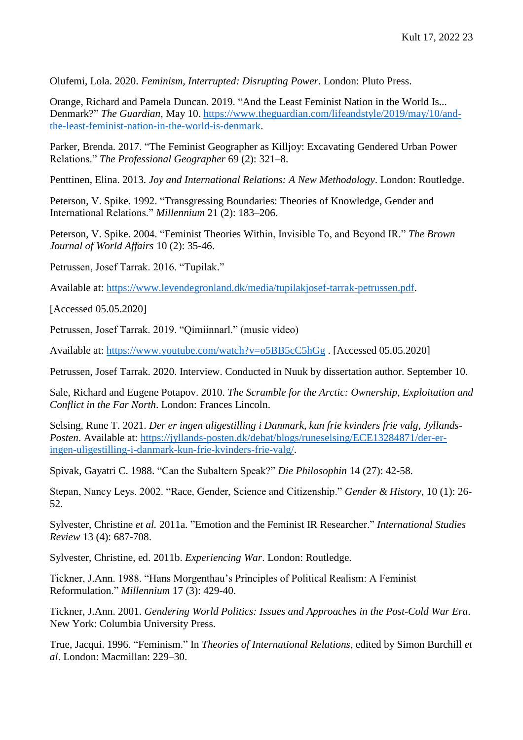Olufemi, Lola. 2020. *Feminism, Interrupted: Disrupting Power*. London: Pluto Press.

Orange, Richard and Pamela Duncan. 2019. "And the Least Feminist Nation in the World Is... Denmark?" *The Guardian*, May 10. https://www.theguardian.com/lifeandstyle/2019/may/10/and-the-least-feminist-nation-in-the-world-is-denmark.

Parker, Brenda. 2017. "The Feminist Geographer as Killjoy: Excavating Gendered Urban Power Relations." *The Professional Geographer* 69 (2): 321–8.

Penttinen, Elina. 2013. *Joy and International Relations: A New Methodology*. London: Routledge.

Peterson, V. Spike. 1992. "Transgressing Boundaries: Theories of Knowledge, Gender and International Relations." *Millennium* 21 (2): 183–206.

Peterson, V. Spike. 2004. "Feminist Theories Within, Invisible To, and Beyond IR." *The Brown Journal of World Affairs* 10 (2): 35-46.

Petrussen, Josef Tarrak. 2016. "Tupilak."

Available at: https://www.levendegronland.dk/media/tupilakjosef-tarrak-petrussen.pdf.

[Accessed 05.05.2020]

Petrussen, Josef Tarrak. 2019. "Qimiinnarl." (music video)

Available at: https://www.youtube.com/watch?v=o5BB5cC5hGg . [Accessed 05.05.2020]

Petrussen, Josef Tarrak. 2020. Interview. Conducted in Nuuk by dissertation author. September 10.

Sale, Richard and Eugene Potapov. 2010. *The Scramble for the Arctic: Ownership, Exploitation and Conflict in the Far North*. London: Frances Lincoln.

Selsing, Rune T. 2021. *Der er ingen uligestilling i Danmark, kun frie kvinders frie valg*, *Jyllands-Posten*. Available at: https://jyllands-posten.dk/debat/blogs/runeselsing/ECE13284871/der-er-ingen-uligestilling-i-danmark-kun-frie-kvinders-frie-valg/.

Spivak, Gayatri C. 1988. "Can the Subaltern Speak?" *Die Philosophin* 14 (27): 42-58.

Stepan, Nancy Leys. 2002. "Race, Gender, Science and Citizenship." *Gender & History*, 10 (1): 26-52.

Sylvester, Christine *et al.* 2011a. "Emotion and the Feminist IR Researcher." *International Studies Review* 13 (4): 687-708.

Sylvester, Christine, ed. 2011b. *Experiencing War*. London: Routledge.

Tickner, J.Ann. 1988. "Hans Morgenthau's Principles of Political Realism: A Feminist Reformulation." *Millennium* 17 (3): 429-40.

Tickner, J.Ann. 2001. *Gendering World Politics: Issues and Approaches in the Post-Cold War Era*. New York: Columbia University Press.

True, Jacqui. 1996. "Feminism." In *Theories of International Relations*, edited by Simon Burchill *et al*. London: Macmillan: 229–30.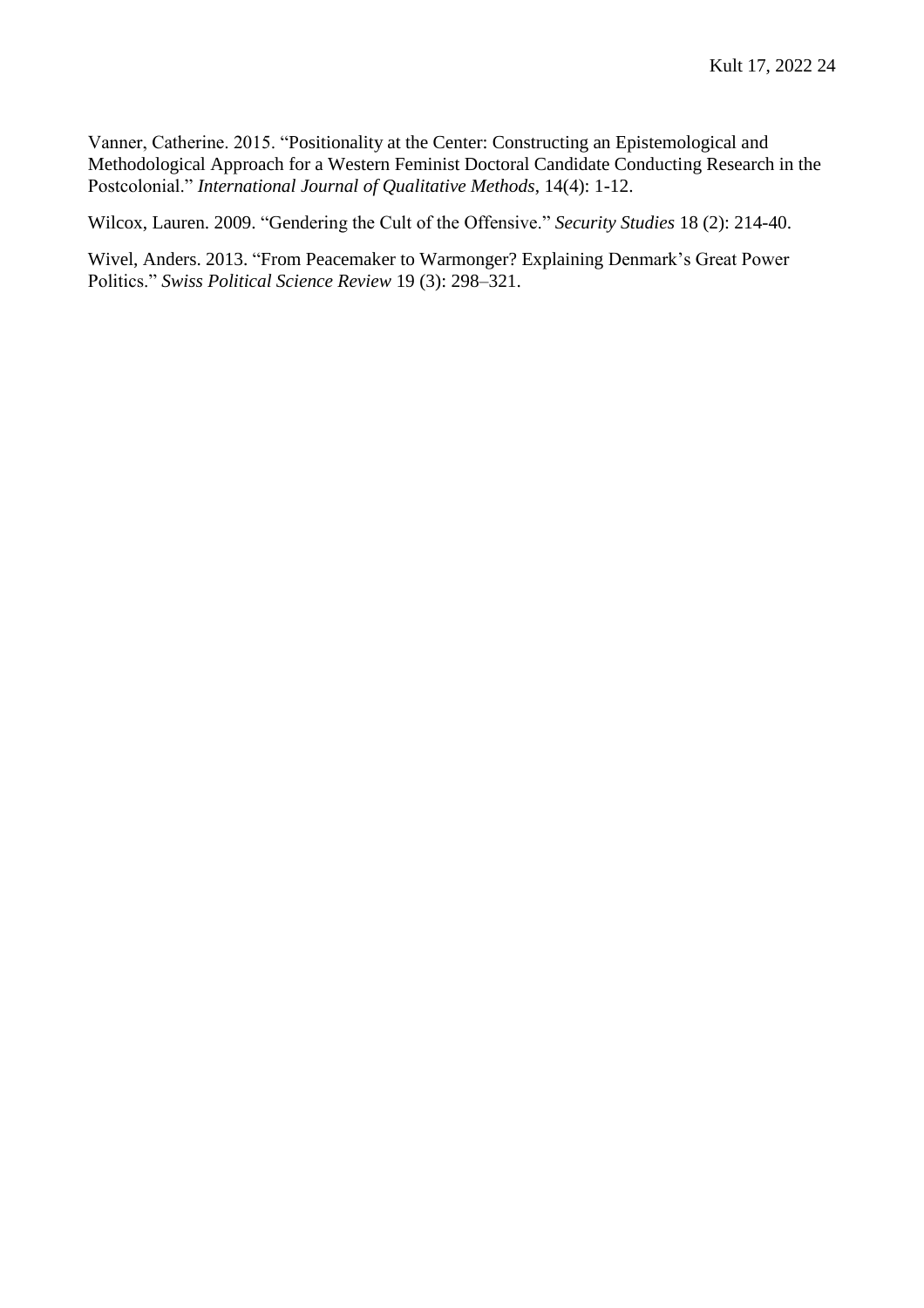Vanner, Catherine. 2015. "Positionality at the Center: Constructing an Epistemological and Methodological Approach for a Western Feminist Doctoral Candidate Conducting Research in the Postcolonial." *International Journal of Qualitative Methods*, 14(4): 1-12.

Wilcox, Lauren. 2009. "Gendering the Cult of the Offensive." *Security Studies* 18 (2): 214-40.

Wivel, Anders. 2013. "From Peacemaker to Warmonger? Explaining Denmark's Great Power Politics." *Swiss Political Science Review* 19 (3): 298–321.